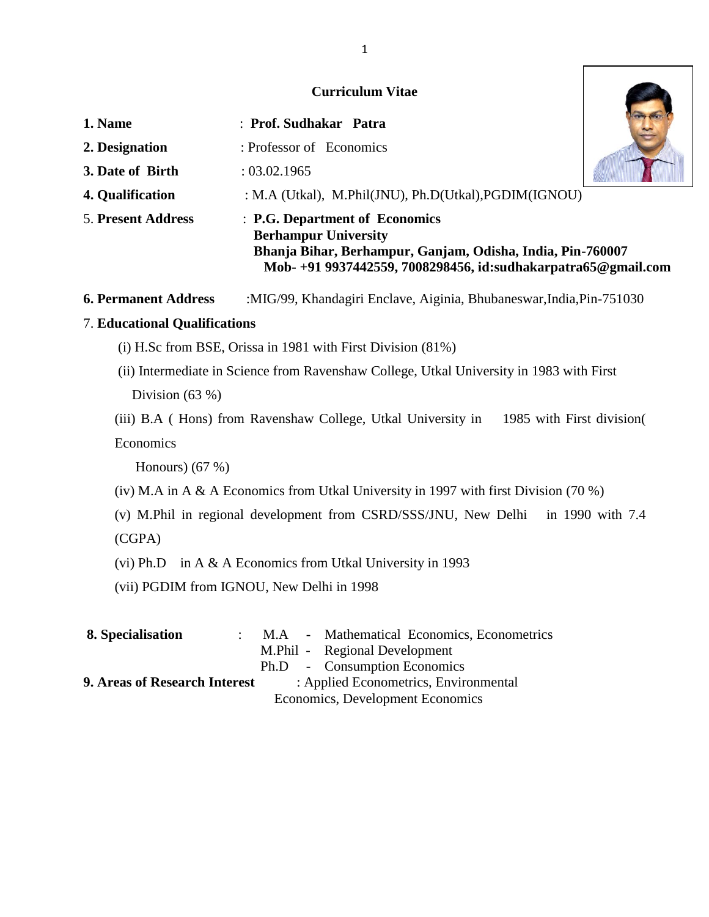# Curriculum Vitae

**1. Name** : **Prof. Sudhakar Patra**

**2. Designation** : Professor of Economics

**3. Date of Birth** : 03.02.1965

**4. Qualification** : M.A (Utkal), M.Phil(JNU), Ph.D(Utkal),PGDIM(IGNOU)

5. **Present Address** : **P.G. Department of Economics**
**Berhampur University**
**Bhanja Bihar, Berhampur, Ganjam, Odisha, India, Pin-760007**
**Mob- +91 9937442559, 7008298456, id:sudhakarpatra65@gmail.com**

**6. Permanent Address** :MIG/99, Khandagiri Enclave, Aiginia, Bhubaneswar,India,Pin-751030

7. **Educational Qualifications**

(i) H.Sc from BSE, Orissa in 1981 with First Division (81%)

(ii) Intermediate in Science from Ravenshaw College, Utkal University in 1983 with First Division (63 %)

(iii) B.A ( Hons) from Ravenshaw College, Utkal University in 1985 with First division( Economics Honours) (67 %)

(iv) M.A in A & A Economics from Utkal University in 1997 with first Division (70 %)

(v) M.Phil in regional development from CSRD/SSS/JNU, New Delhi in 1990 with 7.4 (CGPA)

(vi) Ph.D in A & A Economics from Utkal University in 1993

(vii) PGDIM from IGNOU, New Delhi in 1998

**8. Specialisation** : M.A - Mathematical Economics, Econometrics
M.Phil - Regional Development
Ph.D - Consumption Economics

**9. Areas of Research Interest** : Applied Econometrics, Environmental Economics, Development Economics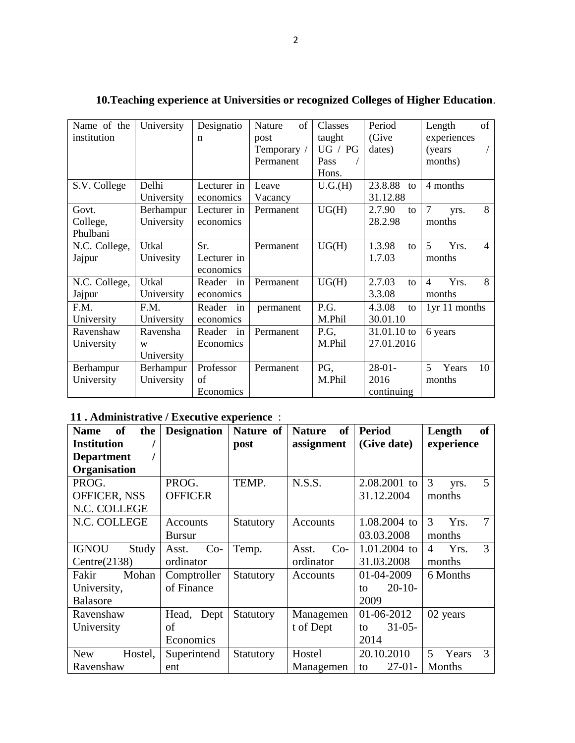## 10.Teaching experience at Universities or recognized Colleges of Higher Education.

| Name of the institution | University | Designation | Nature of post Temporary / Permanent | Classes taught UG / PG Pass / Hons. | Period (Give dates) | Length of experiences (years / months) |
|---|---|---|---|---|---|---|
| S.V. College | Delhi University | Lecturer in economics | Leave Vacancy | U.G.(H) | 23.8.88 to 31.12.88 | 4 months |
| Govt. College, Phulbani | Berhampur University | Lecturer in economics | Permanent | UG(H) | 2.7.90 to 28.2.98 | 7 yrs. 8 months |
| N.C. College, Jajpur | Utkal Univesity | Sr. Lecturer in economics | Permanent | UG(H) | 1.3.98 to 1.7.03 | 5 Yrs. 4 months |
| N.C. College, Jajpur | Utkal University | Reader in economics | Permanent | UG(H) | 2.7.03 to 3.3.08 | 4 Yrs. 8 months |
| F.M. University | F.M. University | Reader in economics | permanent | P.G. M.Phil | 4.3.08 to 30.01.10 | 1yr 11 months |
| Ravenshaw University | Ravenshaw University | Reader in Economics | Permanent | P.G, M.Phil | 31.01.10 to 27.01.2016 | 6 years |
| Berhampur University | Berhampur University | Professor of Economics | Permanent | PG, M.Phil | 28-01-2016 continuing | 5 Years 10 months |

## 11 . Administrative / Executive experience :

| Name of the Institution / Department / Organisation | Designation | Nature of post | Nature of assignment | Period (Give date) | Length of experience |
|---|---|---|---|---|---|
| PROG. OFFICER, NSS N.C. COLLEGE | PROG. OFFICER | TEMP. | N.S.S. | 2.08.2001 to 31.12.2004 | 3 yrs. 5 months |
| N.C. COLLEGE | Accounts Bursur | Statutory | Accounts | 1.08.2004 to 03.03.2008 | 3 Yrs. 7 months |
| IGNOU Study Centre(2138) | Asst. Co-ordinator | Temp. | Asst. Co-ordinator | 1.01.2004 to 31.03.2008 | 4 Yrs. 3 months |
| Fakir Mohan University, Balasore | Comptroller of Finance | Statutory | Accounts | 01-04-2009 to 20-10-2009 | 6 Months |
| Ravenshaw University | Head, Dept of Economics | Statutory | Management of Dept | 01-06-2012 to 31-05-2014 | 02 years |
| New Hostel, Ravenshaw | Superintendent | Statutory | Hostel Managemen | 20.10.2010 to 27-01- | 5 Years 3 Months |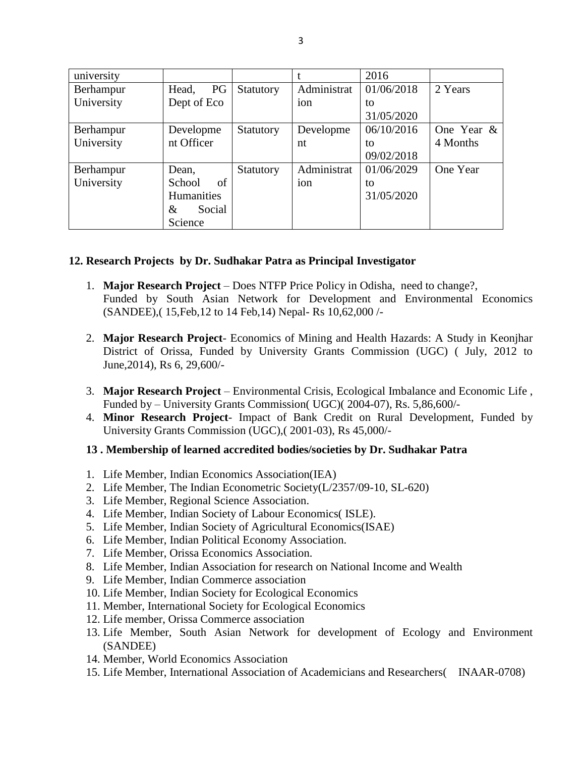| | | | | | |
|---|---|---|---|---|---|
| university | | | t | 2016 | |
| Berhampur University | Head, PG Dept of Eco | Statutory | Administration | 01/06/2018 to 31/05/2020 | 2 Years |
| Berhampur University | Development Officer | Statutory | Development | 06/10/2016 to 09/02/2018 | One Year & 4 Months |
| Berhampur University | Dean, School of Humanities & Social Science | Statutory | Administration | 01/06/2029 to 31/05/2020 | One Year |

**12. Research Projects by Dr. Sudhakar Patra as Principal Investigator**

1. **Major Research Project** – Does NTFP Price Policy in Odisha, need to change?, Funded by South Asian Network for Development and Environmental Economics (SANDEE),( 15,Feb,12 to 14 Feb,14) Nepal- Rs 10,62,000 /-
2. **Major Research Project**- Economics of Mining and Health Hazards: A Study in Keonjhar District of Orissa, Funded by University Grants Commission (UGC) ( July, 2012 to June,2014), Rs 6, 29,600/-
3. **Major Research Project** – Environmental Crisis, Ecological Imbalance and Economic Life , Funded by – University Grants Commission( UGC)( 2004-07), Rs. 5,86,600/-
4. **Minor Research Project**- Impact of Bank Credit on Rural Development, Funded by University Grants Commission (UGC),( 2001-03), Rs 45,000/-

**13 . Membership of learned accredited bodies/societies by Dr. Sudhakar Patra**

1. Life Member, Indian Economics Association(IEA)
2. Life Member, The Indian Econometric Society(L/2357/09-10, SL-620)
3. Life Member, Regional Science Association.
4. Life Member, Indian Society of Labour Economics( ISLE).
5. Life Member, Indian Society of Agricultural Economics(ISAE)
6. Life Member, Indian Political Economy Association.
7. Life Member, Orissa Economics Association.
8. Life Member, Indian Association for research on National Income and Wealth
9. Life Member, Indian Commerce association
10. Life Member, Indian Society for Ecological Economics
11. Member, International Society for Ecological Economics
12. Life member, Orissa Commerce association
13. Life Member, South Asian Network for development of Ecology and Environment (SANDEE)
14. Member, World Economics Association
15. Life Member, International Association of Academicians and Researchers( INAAR-0708)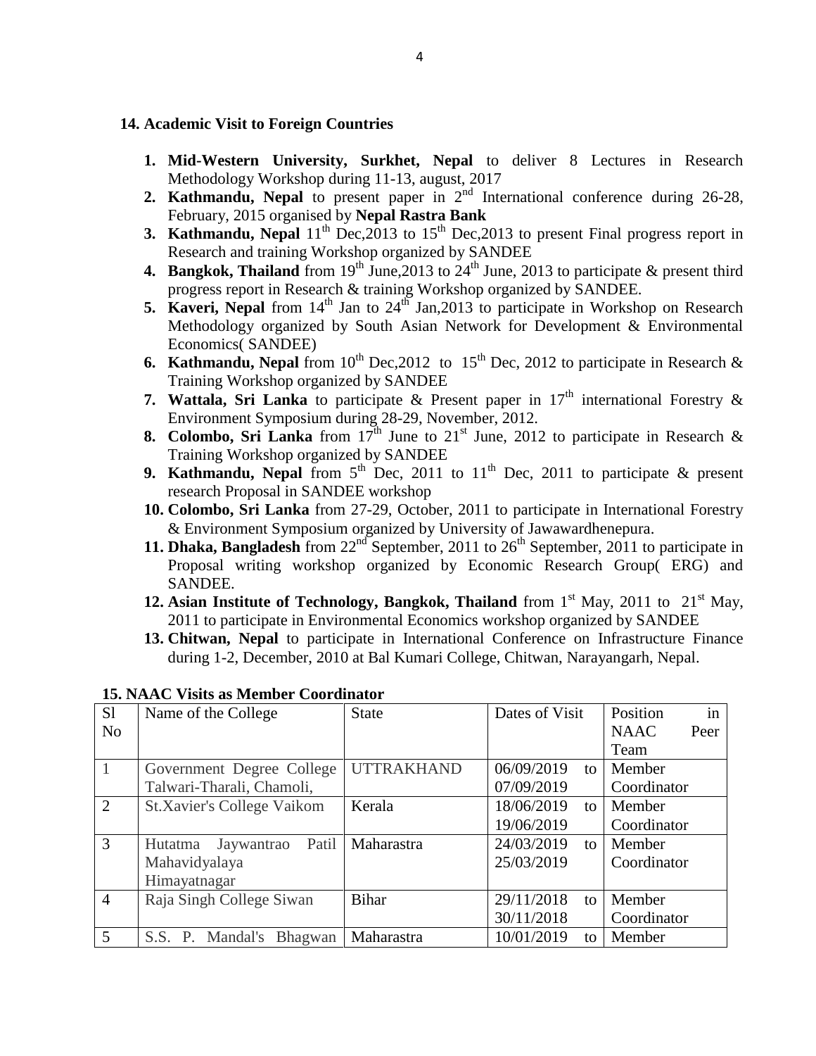## 14. Academic Visit to Foreign Countries

1. **Mid-Western University, Surkhet, Nepal** to deliver 8 Lectures in Research Methodology Workshop during 11-13, august, 2017
2. **Kathmandu, Nepal** to present paper in 2nd International conference during 26-28, February, 2015 organised by **Nepal Rastra Bank**
3. **Kathmandu, Nepal** 11th Dec,2013 to 15th Dec,2013 to present Final progress report in Research and training Workshop organized by SANDEE
4. **Bangkok, Thailand** from 19th June,2013 to 24th June, 2013 to participate & present third progress report in Research & training Workshop organized by SANDEE.
5. **Kaveri, Nepal** from 14th Jan to 24th Jan,2013 to participate in Workshop on Research Methodology organized by South Asian Network for Development & Environmental Economics( SANDEE)
6. **Kathmandu, Nepal** from 10th Dec,2012 to 15th Dec, 2012 to participate in Research & Training Workshop organized by SANDEE
7. **Wattala, Sri Lanka** to participate & Present paper in 17th international Forestry & Environment Symposium during 28-29, November, 2012.
8. **Colombo, Sri Lanka** from 17th June to 21st June, 2012 to participate in Research & Training Workshop organized by SANDEE
9. **Kathmandu, Nepal** from 5th Dec, 2011 to 11th Dec, 2011 to participate & present research Proposal in SANDEE workshop
10. **Colombo, Sri Lanka** from 27-29, October, 2011 to participate in International Forestry & Environment Symposium organized by University of Jawawardhenepura.
11. **Dhaka, Bangladesh** from 22nd September, 2011 to 26th September, 2011 to participate in Proposal writing workshop organized by Economic Research Group( ERG) and SANDEE.
12. **Asian Institute of Technology, Bangkok, Thailand** from 1st May, 2011 to 21st May, 2011 to participate in Environmental Economics workshop organized by SANDEE
13. **Chitwan, Nepal** to participate in International Conference on Infrastructure Finance during 1-2, December, 2010 at Bal Kumari College, Chitwan, Narayangarh, Nepal.

## 15. NAAC Visits as Member Coordinator

| Sl No | Name of the College | State | Dates of Visit | Position in NAAC Peer Team |
|---|---|---|---|---|
| 1 | Government Degree College Talwari-Tharali, Chamoli, | UTTRAKHAND | 06/09/2019 to 07/09/2019 | Member Coordinator |
| 2 | St.Xavier's College Vaikom | Kerala | 18/06/2019 to 19/06/2019 | Member Coordinator |
| 3 | Hutatma Jaywantrao Patil Mahavidyalaya Himayatnagar | Maharastra | 24/03/2019 to 25/03/2019 | Member Coordinator |
| 4 | Raja Singh College Siwan | Bihar | 29/11/2018 to 30/11/2018 | Member Coordinator |
| 5 | S.S. P. Mandal's Bhagwan | Maharastra | 10/01/2019 to | Member |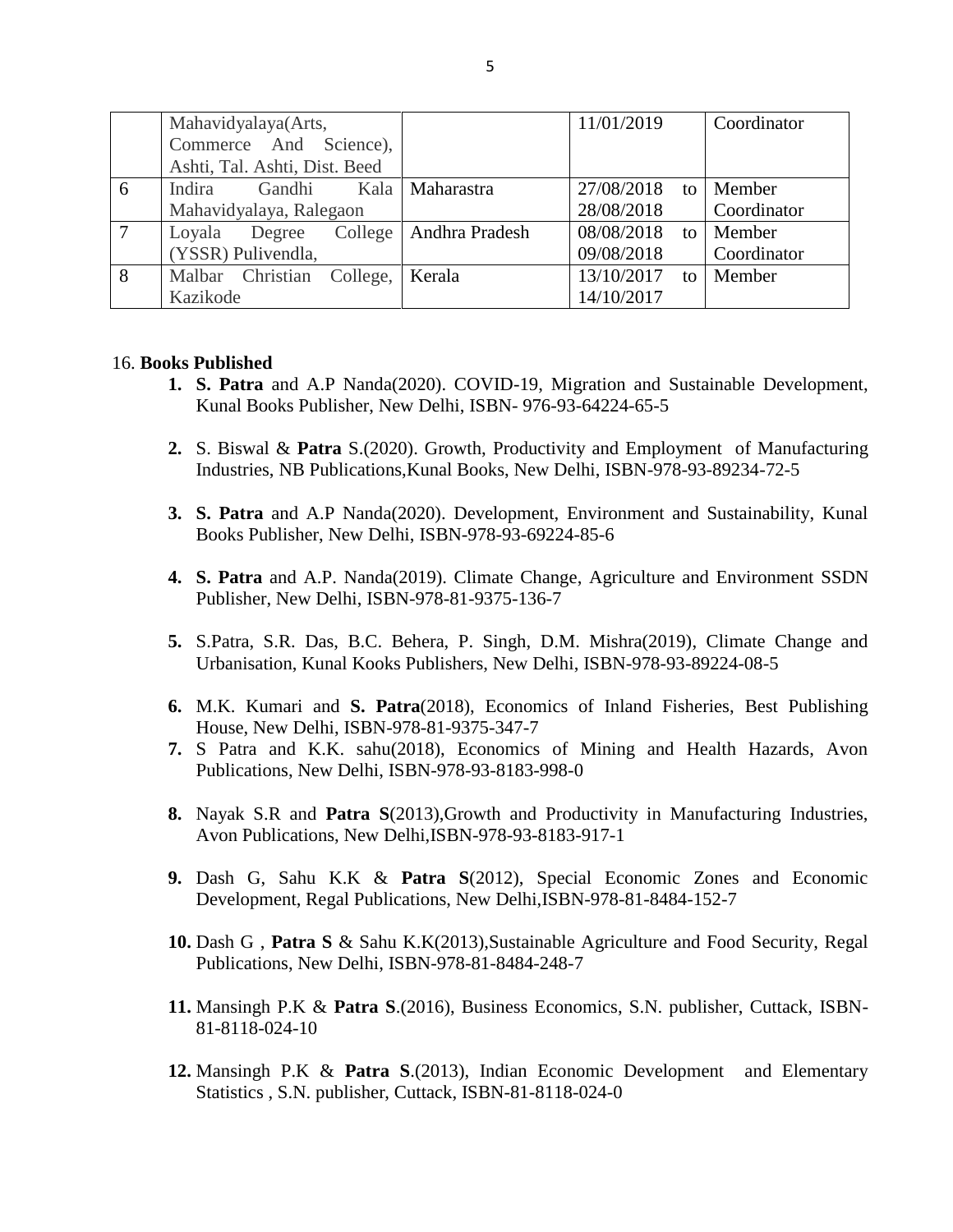| | | | | |
|---|---|---|---|---|
| | Mahavidyalaya(Arts, Commerce And Science), Ashti, Tal. Ashti, Dist. Beed | | 11/01/2019 | Coordinator |
| 6 | Indira Gandhi Kala Mahavidyalaya, Ralegaon | Maharastra | 27/08/2018 to 28/08/2018 | Member Coordinator |
| 7 | Loyala Degree College (YSSR) Pulivendla, | Andhra Pradesh | 08/08/2018 to 09/08/2018 | Member Coordinator |
| 8 | Malbar Christian College, Kazikode | Kerala | 13/10/2017 to 14/10/2017 | Member |

16. **Books Published**

1. **S. Patra** and A.P Nanda(2020). COVID-19, Migration and Sustainable Development, Kunal Books Publisher, New Delhi, ISBN- 976-93-64224-65-5
2. S. Biswal & **Patra** S.(2020). Growth, Productivity and Employment of Manufacturing Industries, NB Publications,Kunal Books, New Delhi, ISBN-978-93-89234-72-5
3. **S. Patra** and A.P Nanda(2020). Development, Environment and Sustainability, Kunal Books Publisher, New Delhi, ISBN-978-93-69224-85-6
4. **S. Patra** and A.P. Nanda(2019). Climate Change, Agriculture and Environment SSDN Publisher, New Delhi, ISBN-978-81-9375-136-7
5. S.Patra, S.R. Das, B.C. Behera, P. Singh, D.M. Mishra(2019), Climate Change and Urbanisation, Kunal Kooks Publishers, New Delhi, ISBN-978-93-89224-08-5
6. M.K. Kumari and **S. Patra**(2018), Economics of Inland Fisheries, Best Publishing House, New Delhi, ISBN-978-81-9375-347-7
7. S Patra and K.K. sahu(2018), Economics of Mining and Health Hazards, Avon Publications, New Delhi, ISBN-978-93-8183-998-0
8. Nayak S.R and **Patra S**(2013),Growth and Productivity in Manufacturing Industries, Avon Publications, New Delhi,ISBN-978-93-8183-917-1
9. Dash G, Sahu K.K & **Patra S**(2012), Special Economic Zones and Economic Development, Regal Publications, New Delhi,ISBN-978-81-8484-152-7
10. Dash G , **Patra S** & Sahu K.K(2013),Sustainable Agriculture and Food Security, Regal Publications, New Delhi, ISBN-978-81-8484-248-7
11. Mansingh P.K & **Patra S**.(2016), Business Economics, S.N. publisher, Cuttack, ISBN-81-8118-024-10
12. Mansingh P.K & **Patra S**.(2013), Indian Economic Development and Elementary Statistics , S.N. publisher, Cuttack, ISBN-81-8118-024-0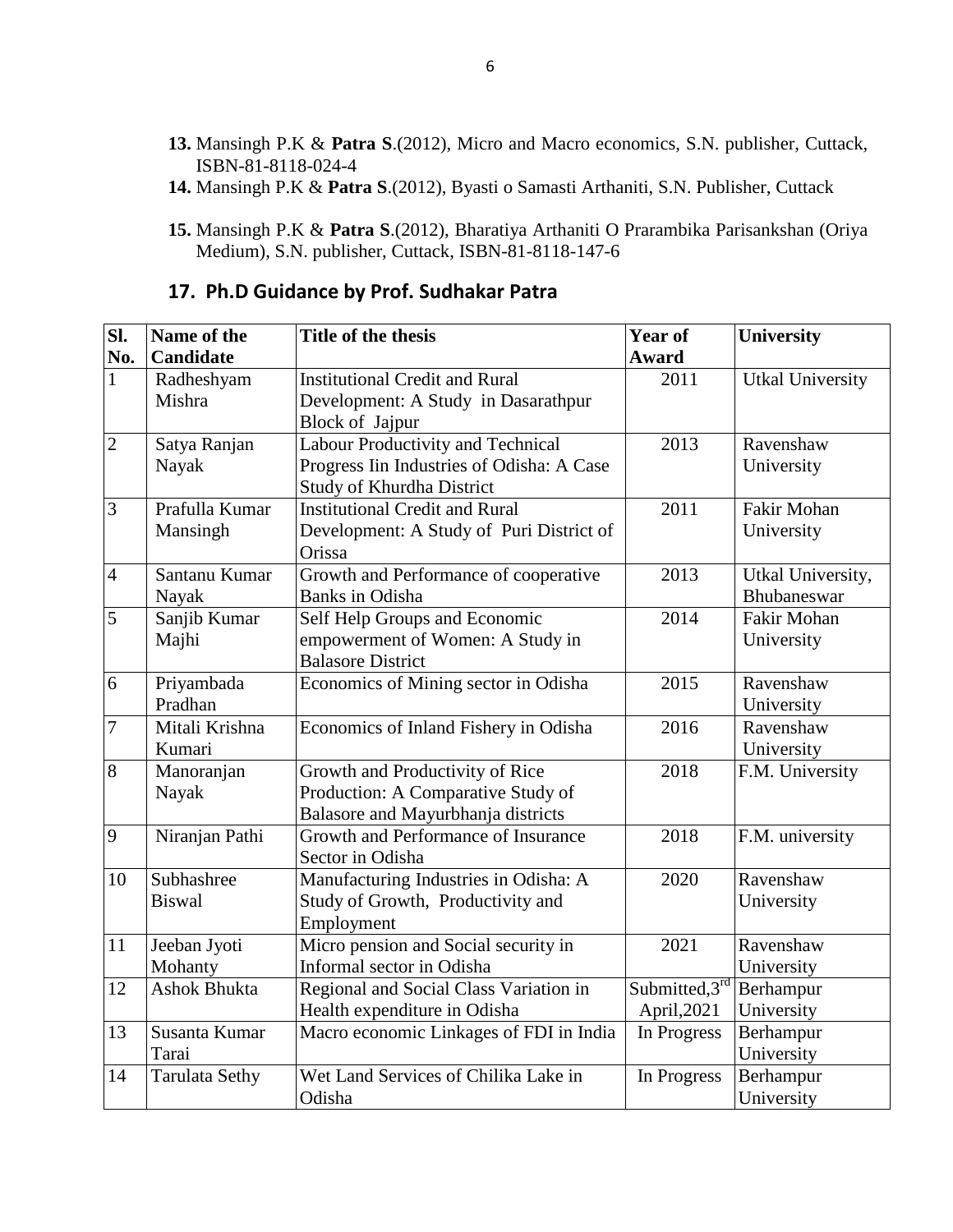13. Mansingh P.K & **Patra S**.(2012), Micro and Macro economics, S.N. publisher, Cuttack, ISBN-81-8118-024-4
14. Mansingh P.K & **Patra S**.(2012), Byasti o Samasti Arthaniti, S.N. Publisher, Cuttack
15. Mansingh P.K & **Patra S**.(2012), Bharatiya Arthaniti O Prarambika Parisankshan (Oriya Medium), S.N. publisher, Cuttack, ISBN-81-8118-147-6

## 17. Ph.D Guidance by Prof. Sudhakar Patra

| Sl. No. | Name of the Candidate | Title of the thesis | Year of Award | University |
|---|---|---|---|---|
| 1 | Radheshyam Mishra | Institutional Credit and Rural Development: A Study in Dasarathpur Block of Jajpur | 2011 | Utkal University |
| 2 | Satya Ranjan Nayak | Labour Productivity and Technical Progress Iin Industries of Odisha: A Case Study of Khurdha District | 2013 | Ravenshaw University |
| 3 | Prafulla Kumar Mansingh | Institutional Credit and Rural Development: A Study of Puri District of Orissa | 2011 | Fakir Mohan University |
| 4 | Santanu Kumar Nayak | Growth and Performance of cooperative Banks in Odisha | 2013 | Utkal University, Bhubaneswar |
| 5 | Sanjib Kumar Majhi | Self Help Groups and Economic empowerment of Women: A Study in Balasore District | 2014 | Fakir Mohan University |
| 6 | Priyambada Pradhan | Economics of Mining sector in Odisha | 2015 | Ravenshaw University |
| 7 | Mitali Krishna Kumari | Economics of Inland Fishery in Odisha | 2016 | Ravenshaw University |
| 8 | Manoranjan Nayak | Growth and Productivity of Rice Production: A Comparative Study of Balasore and Mayurbhanja districts | 2018 | F.M. University |
| 9 | Niranjan Pathi | Growth and Performance of Insurance Sector in Odisha | 2018 | F.M. university |
| 10 | Subhashree Biswal | Manufacturing Industries in Odisha: A Study of Growth, Productivity and Employment | 2020 | Ravenshaw University |
| 11 | Jeeban Jyoti Mohanty | Micro pension and Social security in Informal sector in Odisha | 2021 | Ravenshaw University |
| 12 | Ashok Bhukta | Regional and Social Class Variation in Health expenditure in Odisha | Submitted,3rd April,2021 | Berhampur University |
| 13 | Susanta Kumar Tarai | Macro economic Linkages of FDI in India | In Progress | Berhampur University |
| 14 | Tarulata Sethy | Wet Land Services of Chilika Lake in Odisha | In Progress | Berhampur University |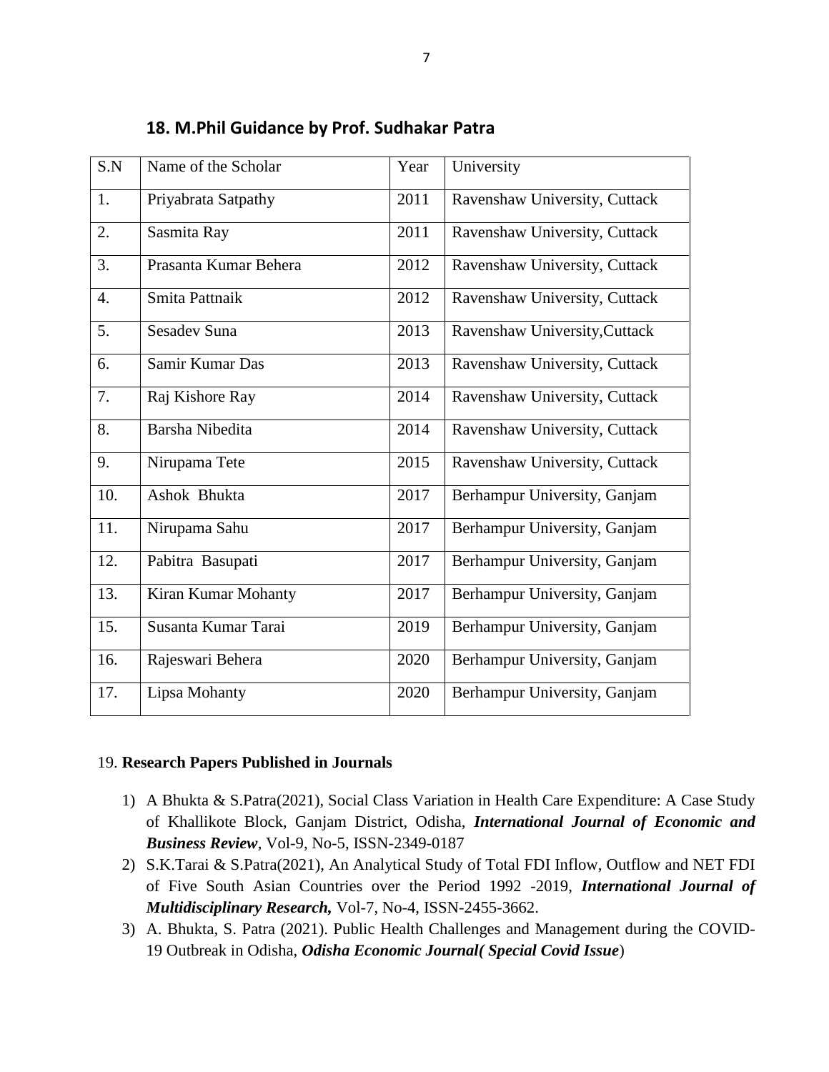## 18. M.Phil Guidance by Prof. Sudhakar Patra

| S.N | Name of the Scholar | Year | University |
|---|---|---|---|
| 1. | Priyabrata Satpathy | 2011 | Ravenshaw University, Cuttack |
| 2. | Sasmita Ray | 2011 | Ravenshaw University, Cuttack |
| 3. | Prasanta Kumar Behera | 2012 | Ravenshaw University, Cuttack |
| 4. | Smita Pattnaik | 2012 | Ravenshaw University, Cuttack |
| 5. | Sesadev Suna | 2013 | Ravenshaw University,Cuttack |
| 6. | Samir Kumar Das | 2013 | Ravenshaw University, Cuttack |
| 7. | Raj Kishore Ray | 2014 | Ravenshaw University, Cuttack |
| 8. | Barsha Nibedita | 2014 | Ravenshaw University, Cuttack |
| 9. | Nirupama Tete | 2015 | Ravenshaw University, Cuttack |
| 10. | Ashok Bhukta | 2017 | Berhampur University, Ganjam |
| 11. | Nirupama Sahu | 2017 | Berhampur University, Ganjam |
| 12. | Pabitra Basupati | 2017 | Berhampur University, Ganjam |
| 13. | Kiran Kumar Mohanty | 2017 | Berhampur University, Ganjam |
| 15. | Susanta Kumar Tarai | 2019 | Berhampur University, Ganjam |
| 16. | Rajeswari Behera | 2020 | Berhampur University, Ganjam |
| 17. | Lipsa Mohanty | 2020 | Berhampur University, Ganjam |

19. **Research Papers Published in Journals**

1) A Bhukta & S.Patra(2021), Social Class Variation in Health Care Expenditure: A Case Study of Khallikote Block, Ganjam District, Odisha, ***International Journal of Economic and Business Review***, Vol-9, No-5, ISSN-2349-0187
2) S.K.Tarai & S.Patra(2021), An Analytical Study of Total FDI Inflow, Outflow and NET FDI of Five South Asian Countries over the Period 1992 -2019, ***International Journal of Multidisciplinary Research,*** Vol-7, No-4, ISSN-2455-3662.
3) A. Bhukta, S. Patra (2021). Public Health Challenges and Management during the COVID-19 Outbreak in Odisha, ***Odisha Economic Journal( Special Covid Issue***)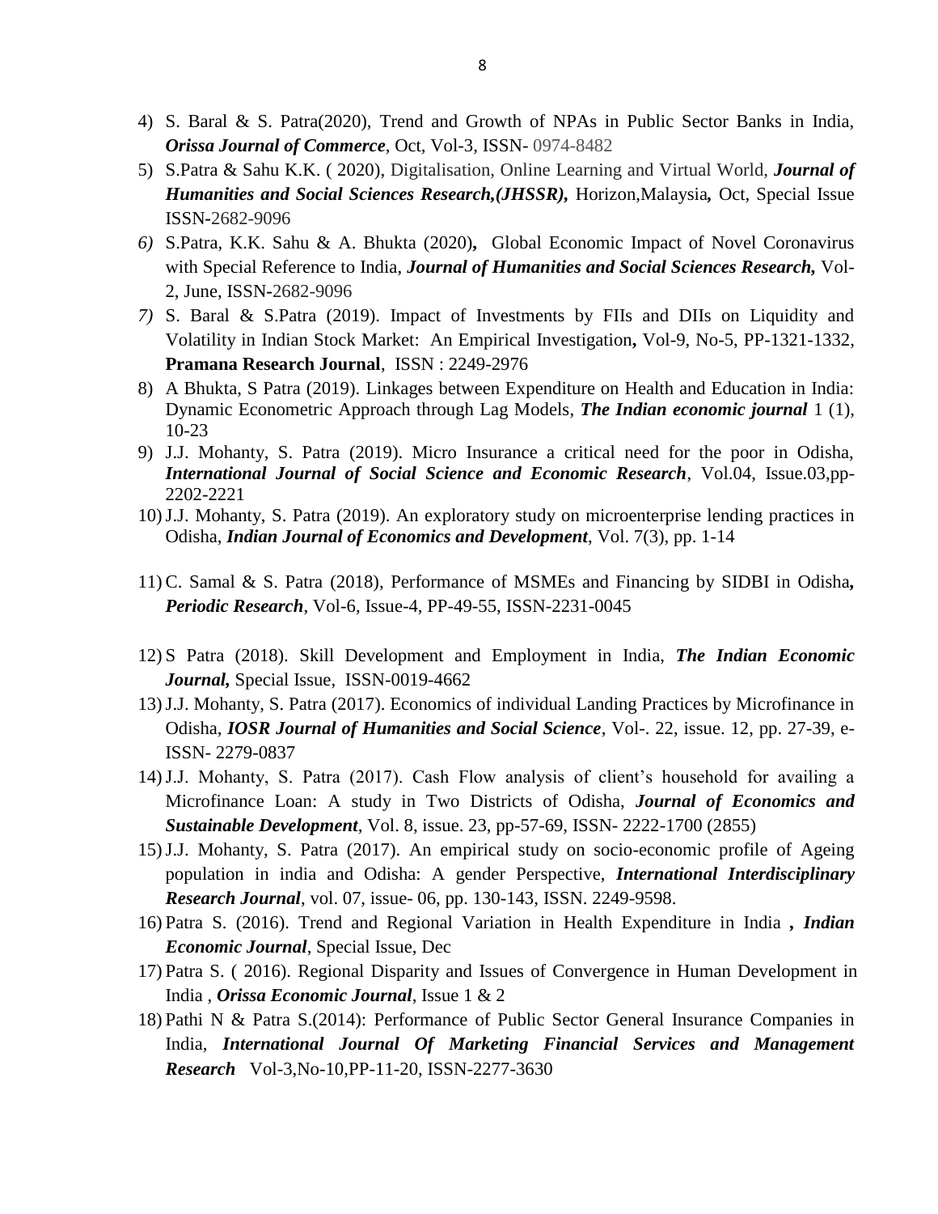4) S. Baral & S. Patra(2020), Trend and Growth of NPAs in Public Sector Banks in India, ***Orissa Journal of Commerce***, Oct, Vol-3, ISSN- 0974-8482
5) S.Patra & Sahu K.K. ( 2020), Digitalisation, Online Learning and Virtual World, ***Journal of Humanities and Social Sciences Research,(JHSSR),*** Horizon,Malaysia***,*** Oct, Special Issue ISSN-2682-9096
6) S.Patra, K.K. Sahu & A. Bhukta (2020)**,** Global Economic Impact of Novel Coronavirus with Special Reference to India, ***Journal of Humanities and Social Sciences Research,*** Vol-2, June, ISSN-2682-9096
7) S. Baral & S.Patra (2019). Impact of Investments by FIIs and DIIs on Liquidity and Volatility in Indian Stock Market: An Empirical Investigation**,** Vol-9, No-5, PP-1321-1332, **Pramana Research Journal**, ISSN : 2249-2976
8) A Bhukta, S Patra (2019). Linkages between Expenditure on Health and Education in India: Dynamic Econometric Approach through Lag Models, ***The Indian economic journal*** 1 (1), 10-23
9) J.J. Mohanty, S. Patra (2019). Micro Insurance a critical need for the poor in Odisha, ***International Journal of Social Science and Economic Research***, Vol.04, Issue.03,pp-2202-2221
10) J.J. Mohanty, S. Patra (2019). An exploratory study on microenterprise lending practices in Odisha, ***Indian Journal of Economics and Development***, Vol. 7(3), pp. 1-14
11) C. Samal & S. Patra (2018), Performance of MSMEs and Financing by SIDBI in Odisha***,*** ***Periodic Research***, Vol-6, Issue-4, PP-49-55, ISSN-2231-0045
12) S Patra (2018). Skill Development and Employment in India, ***The Indian Economic Journal,*** Special Issue, ISSN-0019-4662
13) J.J. Mohanty, S. Patra (2017). Economics of individual Landing Practices by Microfinance in Odisha, ***IOSR Journal of Humanities and Social Science***, Vol-. 22, issue. 12, pp. 27-39, e-ISSN- 2279-0837
14) J.J. Mohanty, S. Patra (2017). Cash Flow analysis of client's household for availing a Microfinance Loan: A study in Two Districts of Odisha, ***Journal of Economics and Sustainable Development***, Vol. 8, issue. 23, pp-57-69, ISSN- 2222-1700 (2855)
15) J.J. Mohanty, S. Patra (2017). An empirical study on socio-economic profile of Ageing population in india and Odisha: A gender Perspective, ***International Interdisciplinary Research Journal***, vol. 07, issue- 06, pp. 130-143, ISSN. 2249-9598.
16) Patra S. (2016). Trend and Regional Variation in Health Expenditure in India ***, Indian Economic Journal***, Special Issue, Dec
17) Patra S. ( 2016). Regional Disparity and Issues of Convergence in Human Development in India , ***Orissa Economic Journal***, Issue 1 & 2
18) Pathi N & Patra S.(2014): Performance of Public Sector General Insurance Companies in India, ***International Journal Of Marketing Financial Services and Management Research*** Vol-3,No-10,PP-11-20, ISSN-2277-3630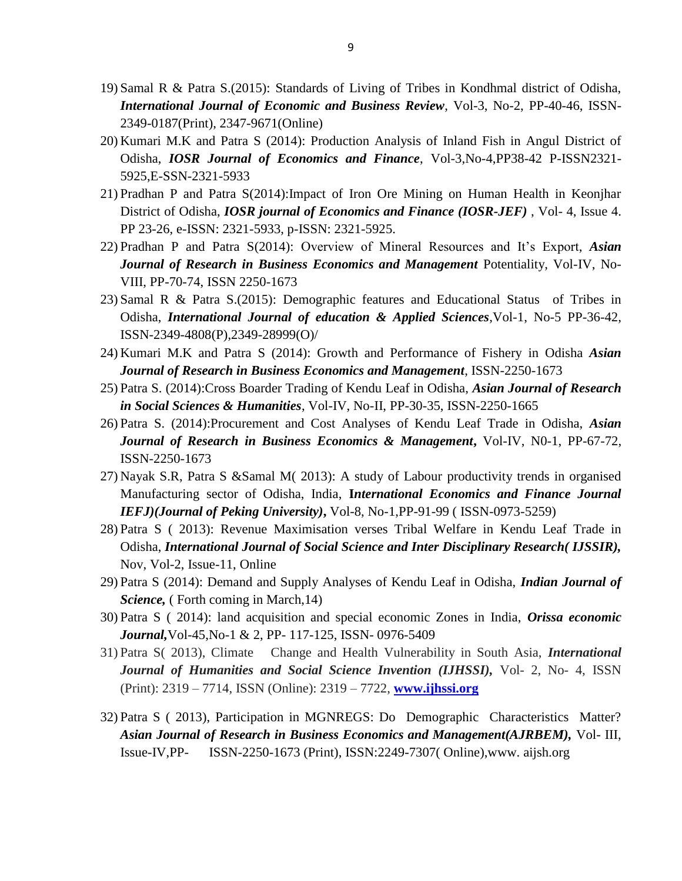19) Samal R & Patra S.(2015): Standards of Living of Tribes in Kondhmal district of Odisha, ***International Journal of Economic and Business Review***, Vol-3, No-2, PP-40-46, ISSN-2349-0187(Print), 2347-9671(Online)

20) Kumari M.K and Patra S (2014): Production Analysis of Inland Fish in Angul District of Odisha, ***IOSR Journal of Economics and Finance***, Vol-3,No-4,PP38-42 P-ISSN2321-5925,E-SSN-2321-5933

21) Pradhan P and Patra S(2014):Impact of Iron Ore Mining on Human Health in Keonjhar District of Odisha, ***IOSR journal of Economics and Finance (IOSR-JEF)*** , Vol- 4, Issue 4. PP 23-26, e-ISSN: 2321-5933, p-ISSN: 2321-5925.

22) Pradhan P and Patra S(2014): Overview of Mineral Resources and It's Export, ***Asian Journal of Research in Business Economics and Management*** Potentiality, Vol-IV, No-VIII, PP-70-74, ISSN 2250-1673

23) Samal R & Patra S.(2015): Demographic features and Educational Status of Tribes in Odisha, ***International Journal of education & Applied Sciences***,Vol-1, No-5 PP-36-42, ISSN-2349-4808(P),2349-28999(O)/

24) Kumari M.K and Patra S (2014): Growth and Performance of Fishery in Odisha ***Asian Journal of Research in Business Economics and Management***, ISSN-2250-1673

25) Patra S. (2014):Cross Boarder Trading of Kendu Leaf in Odisha, ***Asian Journal of Research in Social Sciences & Humanities***, Vol-IV, No-II, PP-30-35, ISSN-2250-1665

26) Patra S. (2014):Procurement and Cost Analyses of Kendu Leaf Trade in Odisha, ***Asian Journal of Research in Business Economics & Management*****,** Vol-IV, N0-1, PP-67-72, ISSN-2250-1673

27) Nayak S.R, Patra S &Samal M( 2013): A study of Labour productivity trends in organised Manufacturing sector of Odisha, India, **I*nternational Economics and Finance Journal IEFJ)(Journal of Peking University)*****,** Vol-8, No-1,PP-91-99 ( ISSN-0973-5259)

28) Patra S ( 2013): Revenue Maximisation verses Tribal Welfare in Kendu Leaf Trade in Odisha, ***International Journal of Social Science and Inter Disciplinary Research( IJSSIR),*** Nov, Vol-2, Issue-11, Online

29) Patra S (2014): Demand and Supply Analyses of Kendu Leaf in Odisha, ***Indian Journal of Science,*** ( Forth coming in March,14)

30) Patra S ( 2014): land acquisition and special economic Zones in India, ***Orissa economic Journal,***Vol-45,No-1 & 2, PP- 117-125, ISSN- 0976-5409

31) Patra S( 2013), Climate Change and Health Vulnerability in South Asia, ***International Journal of Humanities and Social Science Invention (IJHSSI),*** Vol- 2, No- 4, ISSN (Print): 2319 – 7714, ISSN (Online): 2319 – 7722, **www.ijhssi.org**

32) Patra S ( 2013), Participation in MGNREGS: Do Demographic Characteristics Matter? ***Asian Journal of Research in Business Economics and Management(AJRBEM),*** Vol- III, Issue-IV,PP- ISSN-2250-1673 (Print), ISSN:2249-7307( Online),www. aijsh.org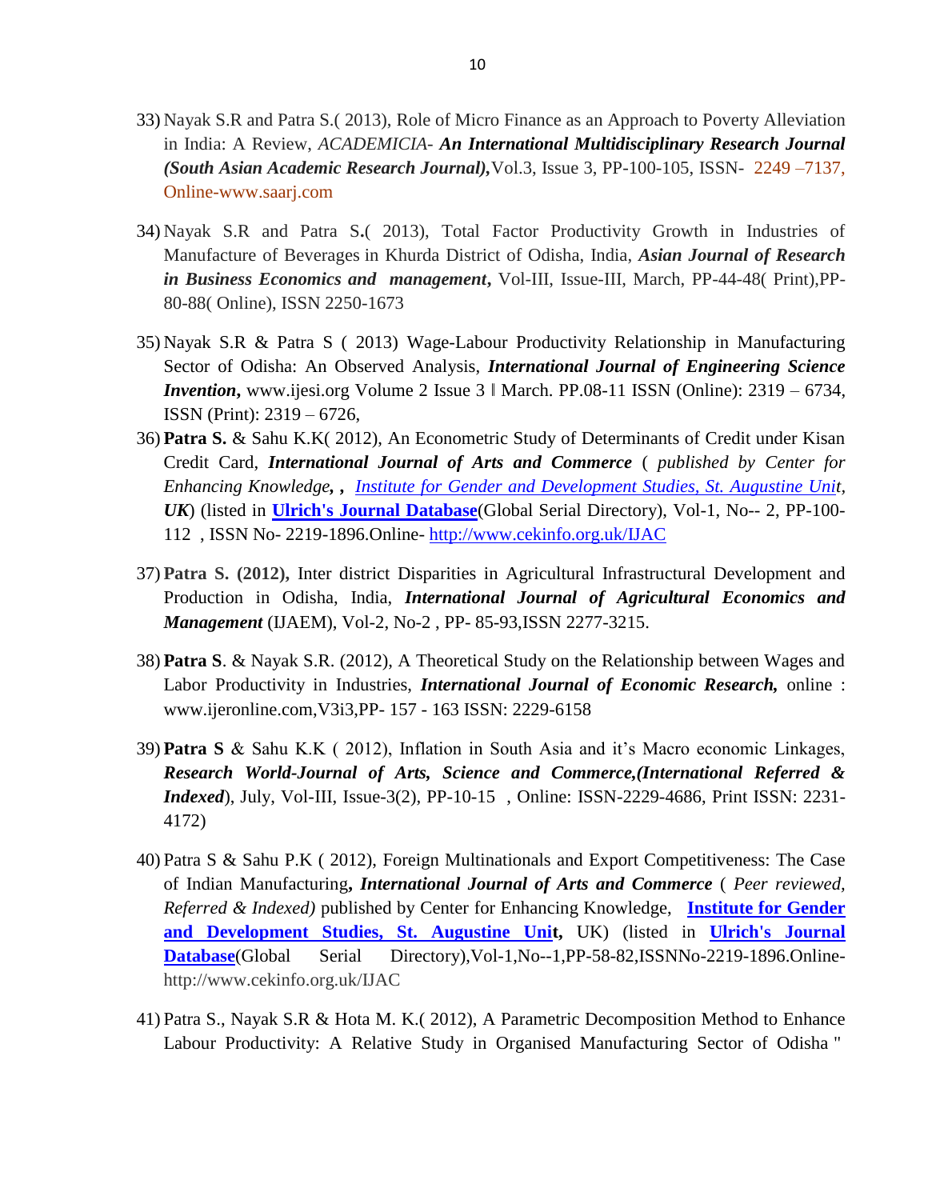33) Nayak S.R and Patra S.( 2013), Role of Micro Finance as an Approach to Poverty Alleviation in India: A Review, *ACADEMICIA- **An International Multidisciplinary Research Journal (South Asian Academic Research Journal),***Vol.3, Issue 3, PP-100-105, ISSN- 2249 –7137, Online-www.saarj.com

34) Nayak S.R and Patra S**.**( 2013), Total Factor Productivity Growth in Industries of Manufacture of Beverages in Khurda District of Odisha, India, ***Asian Journal of Research in Business Economics and management*****,** Vol-III, Issue-III, March, PP-44-48( Print),PP-80-88( Online), ISSN 2250-1673

35) Nayak S.R & Patra S ( 2013) Wage-Labour Productivity Relationship in Manufacturing Sector of Odisha: An Observed Analysis, ***International Journal of Engineering Science Invention*****,** www.ijesi.org Volume 2 Issue 3 ǁ March. PP.08-11 ISSN (Online): 2319 – 6734, ISSN (Print): 2319 – 6726,

36) **Patra S.** & Sahu K.K( 2012), An Econometric Study of Determinants of Credit under Kisan Credit Card, ***International Journal of Arts and Commerce*** ( *published by Center for Enhancing Knowledge**, ,*** *Institute for Gender and Development Studies, St. Augustine Unit*, ***UK***) (listed in **Ulrich's Journal Database**(Global Serial Directory), Vol-1, No-- 2, PP-100-112 , ISSN No- 2219-1896.Online- http://www.cekinfo.org.uk/IJAC

37) **Patra S. (2012),** Inter district Disparities in Agricultural Infrastructural Development and Production in Odisha, India, ***International Journal of Agricultural Economics and Management*** (IJAEM), Vol-2, No-2 , PP- 85-93,ISSN 2277-3215.

38) **Patra S**. & Nayak S.R. (2012), A Theoretical Study on the Relationship between Wages and Labor Productivity in Industries, ***International Journal of Economic Research,*** online : www.ijeronline.com,V3i3,PP- 157 - 163 ISSN: 2229-6158

39) **Patra S** & Sahu K.K ( 2012), Inflation in South Asia and it's Macro economic Linkages, ***Research World-Journal of Arts, Science and Commerce,(International Referred & Indexed***), July, Vol-III, Issue-3(2), PP-10-15 , Online: ISSN-2229-4686, Print ISSN: 2231-4172)

40) Patra S & Sahu P.K ( 2012), Foreign Multinationals and Export Competitiveness: The Case of Indian Manufacturing**, *International Journal of Arts and Commerce*** ( *Peer reviewed, Referred & Indexed)* published by Center for Enhancing Knowledge, **Institute for Gender and Development Studies, St. Augustine Unit,** UK) (listed in **Ulrich's Journal Database**(Global Serial Directory),Vol-1,No--1,PP-58-82,ISSNNo-2219-1896.Online-http://www.cekinfo.org.uk/IJAC

41) Patra S., Nayak S.R & Hota M. K.( 2012), A Parametric Decomposition Method to Enhance Labour Productivity: A Relative Study in Organised Manufacturing Sector of Odisha "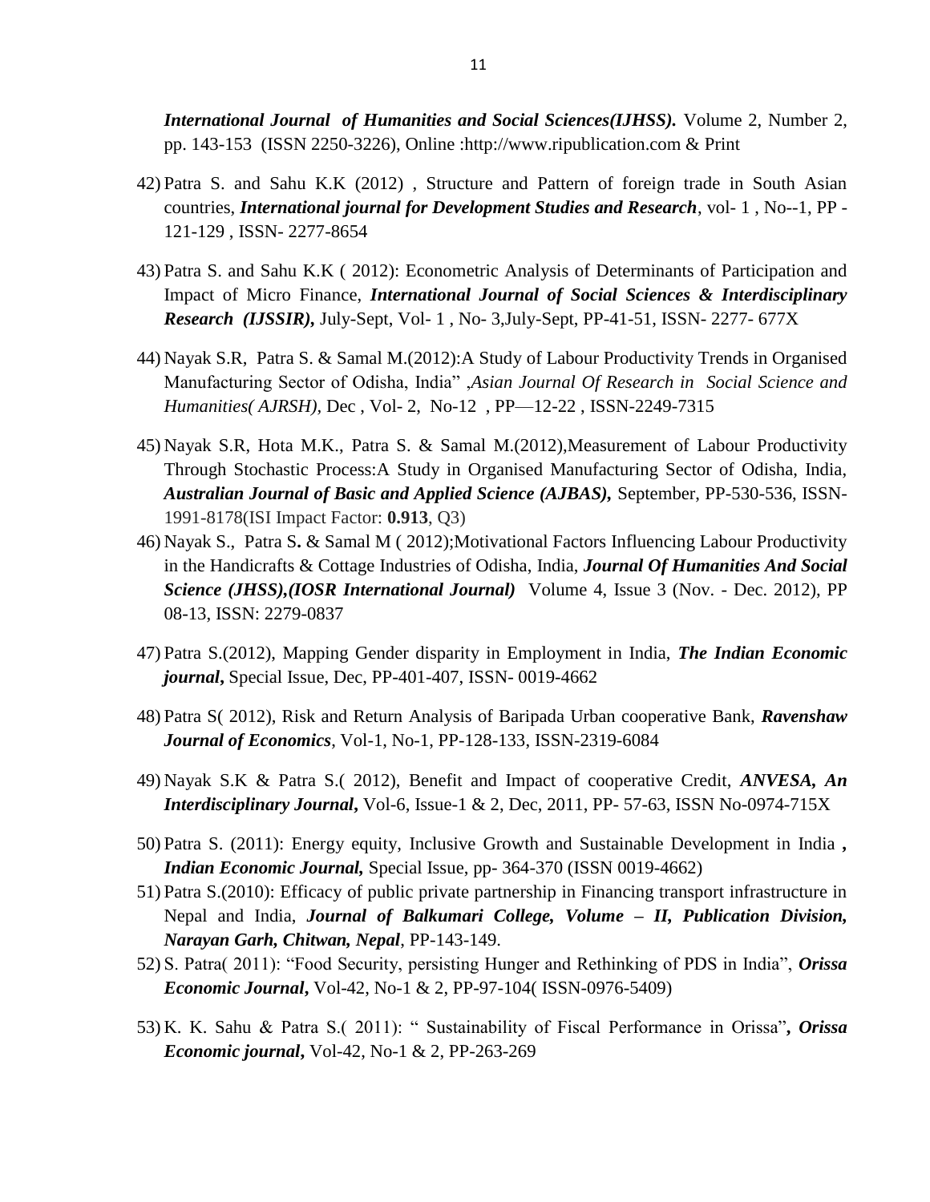***International Journal of Humanities and Social Sciences(IJHSS).*** Volume 2, Number 2, pp. 143-153 (ISSN 2250-3226), Online :http://www.ripublication.com & Print

42) Patra S. and Sahu K.K (2012) , Structure and Pattern of foreign trade in South Asian countries, ***International journal for Development Studies and Research***, vol- 1 , No--1, PP - 121-129 , ISSN- 2277-8654

43) Patra S. and Sahu K.K ( 2012): Econometric Analysis of Determinants of Participation and Impact of Micro Finance, ***International Journal of Social Sciences & Interdisciplinary Research (IJSSIR),*** July-Sept, Vol- 1 , No- 3,July-Sept, PP-41-51, ISSN- 2277- 677X

44) Nayak S.R, Patra S. & Samal M.(2012):A Study of Labour Productivity Trends in Organised Manufacturing Sector of Odisha, India" ,*Asian Journal Of Research in Social Science and Humanities( AJRSH)*, Dec , Vol- 2, No-12 , PP—12-22 , ISSN-2249-7315

45) Nayak S.R, Hota M.K., Patra S. & Samal M.(2012),Measurement of Labour Productivity Through Stochastic Process:A Study in Organised Manufacturing Sector of Odisha, India, ***Australian Journal of Basic and Applied Science (AJBAS),*** September, PP-530-536, ISSN-1991-8178(ISI Impact Factor: **0.913**, Q3)

46) Nayak S., Patra S**.** & Samal M ( 2012);Motivational Factors Influencing Labour Productivity in the Handicrafts & Cottage Industries of Odisha, India, ***Journal Of Humanities And Social Science (JHSS),(IOSR International Journal)*** Volume 4, Issue 3 (Nov. - Dec. 2012), PP 08-13, ISSN: 2279-0837

47) Patra S.(2012), Mapping Gender disparity in Employment in India, ***The Indian Economic journal*****,** Special Issue, Dec, PP-401-407, ISSN- 0019-4662

48) Patra S( 2012), Risk and Return Analysis of Baripada Urban cooperative Bank, ***Ravenshaw Journal of Economics***, Vol-1, No-1, PP-128-133, ISSN-2319-6084

49) Nayak S.K & Patra S.( 2012), Benefit and Impact of cooperative Credit, ***ANVESA, An Interdisciplinary Journal*****,** Vol-6, Issue-1 & 2, Dec, 2011, PP- 57-63, ISSN No-0974-715X

50) Patra S. (2011): Energy equity, Inclusive Growth and Sustainable Development in India **,** ***Indian Economic Journal,*** Special Issue, pp- 364-370 (ISSN 0019-4662)

51) Patra S.(2010): Efficacy of public private partnership in Financing transport infrastructure in Nepal and India, ***Journal of Balkumari College, Volume – II, Publication Division, Narayan Garh, Chitwan, Nepal***, PP-143-149.

52) S. Patra( 2011): "Food Security, persisting Hunger and Rethinking of PDS in India", ***Orissa Economic Journal*****,** Vol-42, No-1 & 2, PP-97-104( ISSN-0976-5409)

53) K. K. Sahu & Patra S.( 2011): " Sustainability of Fiscal Performance in Orissa"***, Orissa Economic journal*****,** Vol-42, No-1 & 2, PP-263-269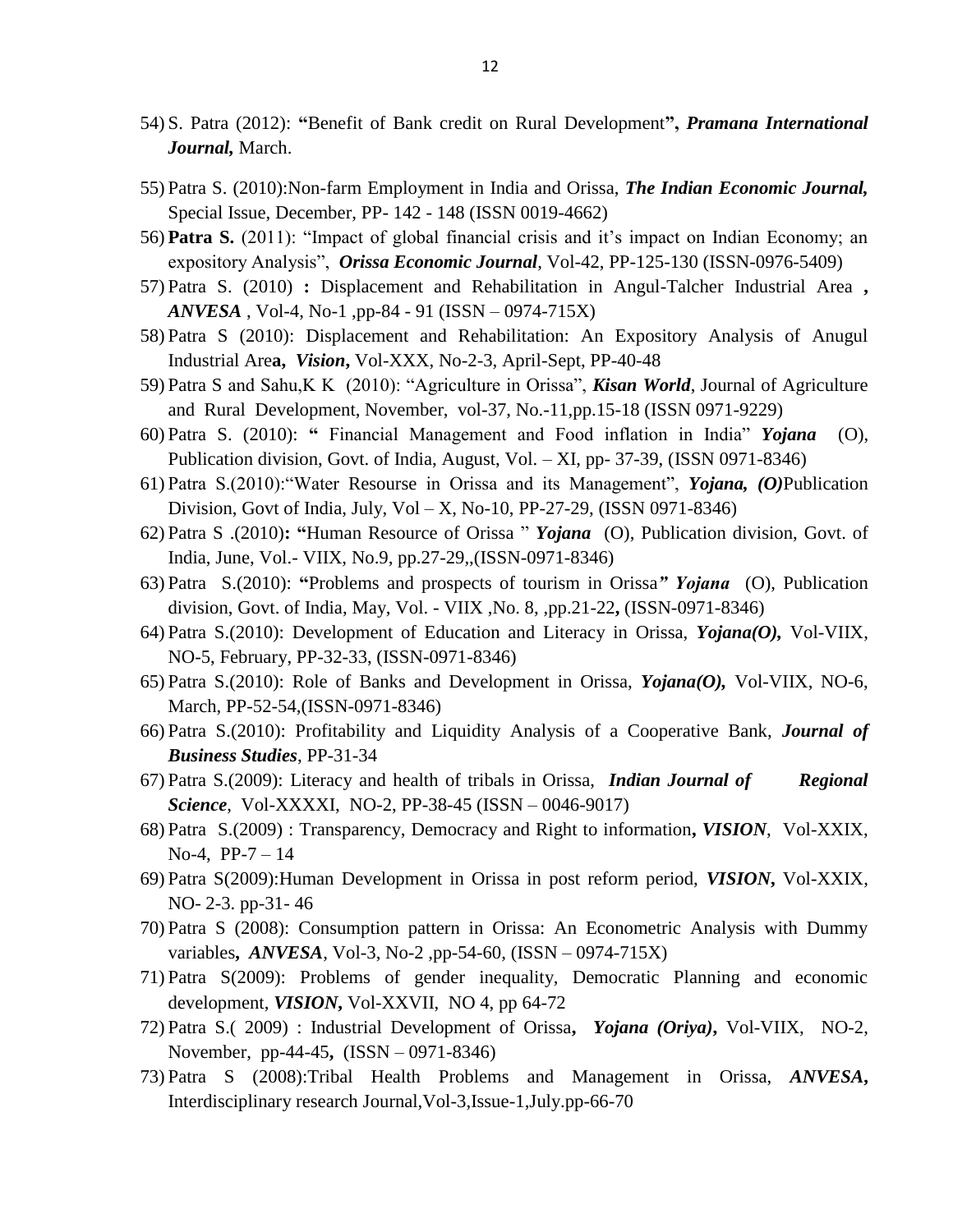54) S. Patra (2012): **"**Benefit of Bank credit on Rural Development**",** ***Pramana International Journal,*** March.

55) Patra S. (2010):Non-farm Employment in India and Orissa, ***The Indian Economic Journal,*** Special Issue, December, PP- 142 - 148 (ISSN 0019-4662)

56) **Patra S.** (2011): "Impact of global financial crisis and it's impact on Indian Economy; an expository Analysis", ***Orissa Economic Journal***, Vol-42, PP-125-130 (ISSN-0976-5409)

57) Patra S. (2010) **:** Displacement and Rehabilitation in Angul-Talcher Industrial Area **,** ***ANVESA*** , Vol-4, No-1 ,pp-84 - 91 (ISSN – 0974-715X)

58) Patra S (2010): Displacement and Rehabilitation: An Expository Analysis of Anugul Industrial Are**a,** ***Vision,*** Vol-XXX, No-2-3, April-Sept, PP-40-48

59) Patra S and Sahu,K K (2010): "Agriculture in Orissa", ***Kisan World***, Journal of Agriculture and Rural Development, November, vol-37, No.-11,pp.15-18 (ISSN 0971-9229)

60) Patra S. (2010): **"** Financial Management and Food inflation in India" ***Yojana*** (O), Publication division, Govt. of India, August, Vol. – XI, pp- 37-39, (ISSN 0971-8346)

61) Patra S.(2010):"Water Resourse in Orissa and its Management", ***Yojana, (O)***Publication Division, Govt of India, July, Vol – X, No-10, PP-27-29, (ISSN 0971-8346)

62) Patra S .(2010)**: "**Human Resource of Orissa " ***Yojana*** (O), Publication division, Govt. of India, June, Vol.- VIIX, No.9, pp.27-29,,(ISSN-0971-8346)

63) Patra S.(2010): **"**Problems and prospects of tourism in Orissa***" Yojana*** (O), Publication division, Govt. of India, May, Vol. - VIIX ,No. 8, ,pp.21-22**,** (ISSN-0971-8346)

64) Patra S.(2010): Development of Education and Literacy in Orissa, ***Yojana(O),*** Vol-VIIX, NO-5, February, PP-32-33, (ISSN-0971-8346)

65) Patra S.(2010): Role of Banks and Development in Orissa, ***Yojana(O),*** Vol-VIIX, NO-6, March, PP-52-54,(ISSN-0971-8346)

66) Patra S.(2010): Profitability and Liquidity Analysis of a Cooperative Bank, ***Journal of Business Studies***, PP-31-34

67) Patra S.(2009): Literacy and health of tribals in Orissa, ***Indian Journal of Regional Science***, Vol-XXXXI, NO-2, PP-38-45 (ISSN – 0046-9017)

68) Patra S.(2009) : Transparency, Democracy and Right to information***, VISION***, Vol-XXIX, No-4, PP-7 – 14

69) Patra S(2009):Human Development in Orissa in post reform period, ***VISION,*** Vol-XXIX, NO- 2-3. pp-31- 46

70) Patra S (2008): Consumption pattern in Orissa: An Econometric Analysis with Dummy variables**,** ***ANVESA***, Vol-3, No-2 ,pp-54-60, (ISSN – 0974-715X)

71) Patra S(2009): Problems of gender inequality, Democratic Planning and economic development, ***VISION,*** Vol-XXVII, NO 4, pp 64-72

72) Patra S.( 2009) : Industrial Development of Orissa**,** ***Yojana (Oriya),*** Vol-VIIX, NO-2, November, pp-44-45**,** (ISSN – 0971-8346)

73) Patra S (2008):Tribal Health Problems and Management in Orissa, ***ANVESA,*** Interdisciplinary research Journal,Vol-3,Issue-1,July.pp-66-70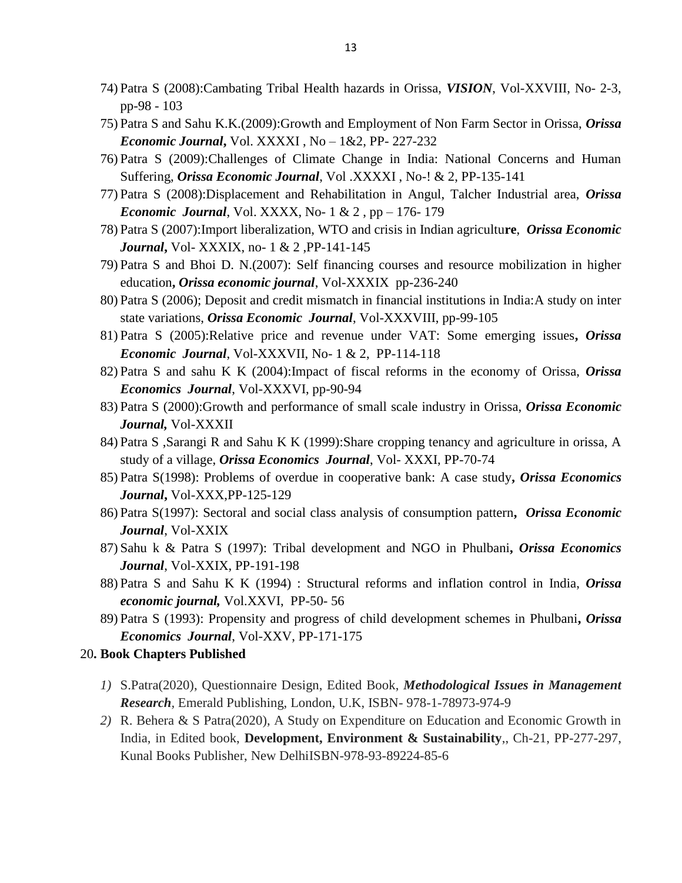74) Patra S (2008):Cambating Tribal Health hazards in Orissa, ***VISION***, Vol-XXVIII, No- 2-3, pp-98 - 103
75) Patra S and Sahu K.K.(2009):Growth and Employment of Non Farm Sector in Orissa, ***Orissa Economic Journal*****,** Vol. XXXXI , No – 1&2, PP- 227-232
76) Patra S (2009):Challenges of Climate Change in India: National Concerns and Human Suffering, ***Orissa Economic Journal***, Vol .XXXXI , No-! & 2, PP-135-141
77) Patra S (2008):Displacement and Rehabilitation in Angul, Talcher Industrial area, ***Orissa Economic Journal***, Vol. XXXX, No- 1 & 2 , pp – 176- 179
78) Patra S (2007):Import liberalization, WTO and crisis in Indian agricultu**re**, ***Orissa Economic Journal*****,** Vol- XXXIX, no- 1 & 2 ,PP-141-145
79) Patra S and Bhoi D. N.(2007): Self financing courses and resource mobilization in higher education**,** ***Orissa economic journal***, Vol-XXXIX pp-236-240
80) Patra S (2006); Deposit and credit mismatch in financial institutions in India:A study on inter state variations, ***Orissa Economic Journal***, Vol-XXXVIII, pp-99-105
81) Patra S (2005):Relative price and revenue under VAT: Some emerging issues**,** ***Orissa Economic Journal***, Vol-XXXVII, No- 1 & 2, PP-114-118
82) Patra S and sahu K K (2004):Impact of fiscal reforms in the economy of Orissa, ***Orissa Economics Journal***, Vol-XXXVI, pp-90-94
83) Patra S (2000):Growth and performance of small scale industry in Orissa, ***Orissa Economic Journal,*** Vol-XXXII
84) Patra S ,Sarangi R and Sahu K K (1999):Share cropping tenancy and agriculture in orissa, A study of a village, ***Orissa Economics Journal***, Vol- XXXI, PP-70-74
85) Patra S(1998): Problems of overdue in cooperative bank: A case study**,** ***Orissa Economics Journal*****,** Vol-XXX,PP-125-129
86) Patra S(1997): Sectoral and social class analysis of consumption pattern**,** ***Orissa Economic Journal***, Vol-XXIX
87) Sahu k & Patra S (1997): Tribal development and NGO in Phulbani**,** ***Orissa Economics Journal***, Vol-XXIX, PP-191-198
88) Patra S and Sahu K K (1994) : Structural reforms and inflation control in India, ***Orissa economic journal,*** Vol.XXVI, PP-50- 56
89) Patra S (1993): Propensity and progress of child development schemes in Phulbani**,** ***Orissa Economics Journal***, Vol-XXV, PP-171-175

20**. Book Chapters Published**

*1)* S.Patra(2020), Questionnaire Design, Edited Book, ***Methodological Issues in Management Research****,* Emerald Publishing, London, U.K, ISBN- 978-1-78973-974-9
*2)* R. Behera & S Patra(2020), A Study on Expenditure on Education and Economic Growth in India, in Edited book, **Development, Environment & Sustainability**,, Ch-21, PP-277-297, Kunal Books Publisher, New DelhiISBN-978-93-89224-85-6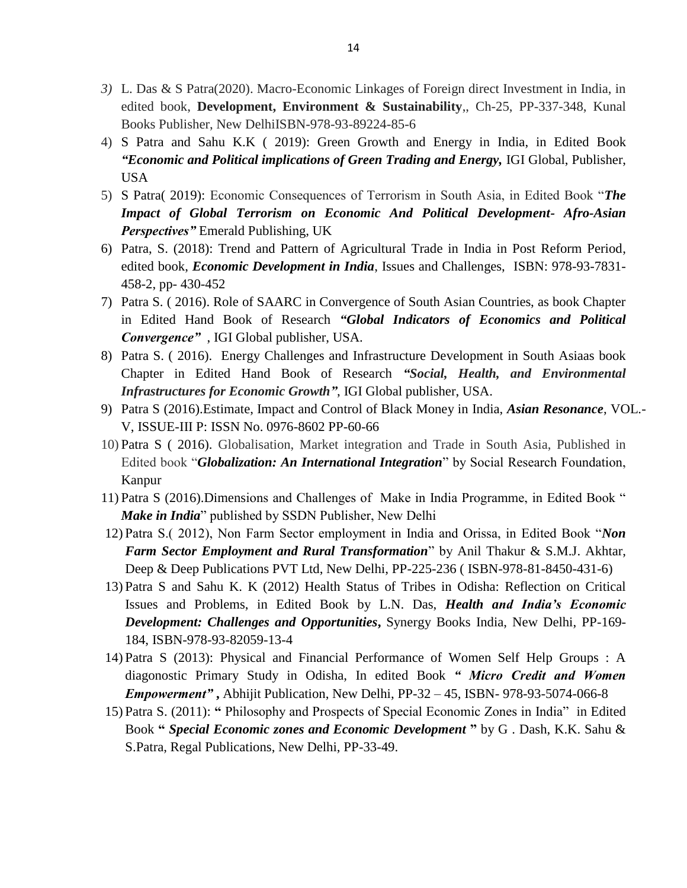3) L. Das & S Patra(2020). Macro-Economic Linkages of Foreign direct Investment in India, in edited book, **Development, Environment & Sustainability**,, Ch-25, PP-337-348, Kunal Books Publisher, New DelhiISBN-978-93-89224-85-6

4) S Patra and Sahu K.K ( 2019): Green Growth and Energy in India, in Edited Book ***"Economic and Political implications of Green Trading and Energy,*** IGI Global, Publisher, USA

5) S Patra( 2019): Economic Consequences of Terrorism in South Asia, in Edited Book "***The Impact of Global Terrorism on Economic And Political Development- Afro-Asian Perspectives"*** Emerald Publishing, UK

6) Patra, S. (2018): Trend and Pattern of Agricultural Trade in India in Post Reform Period, edited book, ***Economic Development in India***, Issues and Challenges, ISBN: 978-93-7831-458-2, pp- 430-452

7) Patra S. ( 2016). Role of SAARC in Convergence of South Asian Countries, as book Chapter in Edited Hand Book of Research ***"Global Indicators of Economics and Political Convergence"*** , IGI Global publisher, USA.

8) Patra S. ( 2016). Energy Challenges and Infrastructure Development in South Asiaas book Chapter in Edited Hand Book of Research ***"Social, Health, and Environmental Infrastructures for Economic Growth"***, IGI Global publisher, USA.

9) Patra S (2016).Estimate, Impact and Control of Black Money in India, ***Asian Resonance***, VOL.-V, ISSUE-III P: ISSN No. 0976-8602 PP-60-66

10) Patra S ( 2016). Globalisation, Market integration and Trade in South Asia, Published in Edited book "***Globalization: An International Integration***" by Social Research Foundation, Kanpur

11) Patra S (2016).Dimensions and Challenges of Make in India Programme, in Edited Book " ***Make in India***" published by SSDN Publisher, New Delhi

12) Patra S.( 2012), Non Farm Sector employment in India and Orissa, in Edited Book "***Non Farm Sector Employment and Rural Transformation***" by Anil Thakur & S.M.J. Akhtar, Deep & Deep Publications PVT Ltd, New Delhi, PP-225-236 ( ISBN-978-81-8450-431-6)

13) Patra S and Sahu K. K (2012) Health Status of Tribes in Odisha: Reflection on Critical Issues and Problems, in Edited Book by L.N. Das, ***Health and India's Economic Development: Challenges and Opportunities***, Synergy Books India, New Delhi, PP-169-184, ISBN-978-93-82059-13-4

14) Patra S (2013): Physical and Financial Performance of Women Self Help Groups : A diagonostic Primary Study in Odisha, In edited Book ***" Micro Credit and Women Empowerment" ,*** Abhijit Publication, New Delhi, PP-32 – 45, ISBN- 978-93-5074-066-8

15) Patra S. (2011): **"** Philosophy and Prospects of Special Economic Zones in India" in Edited Book **"** ***Special Economic zones and Economic Development*** **"** by G . Dash, K.K. Sahu & S.Patra, Regal Publications, New Delhi, PP-33-49.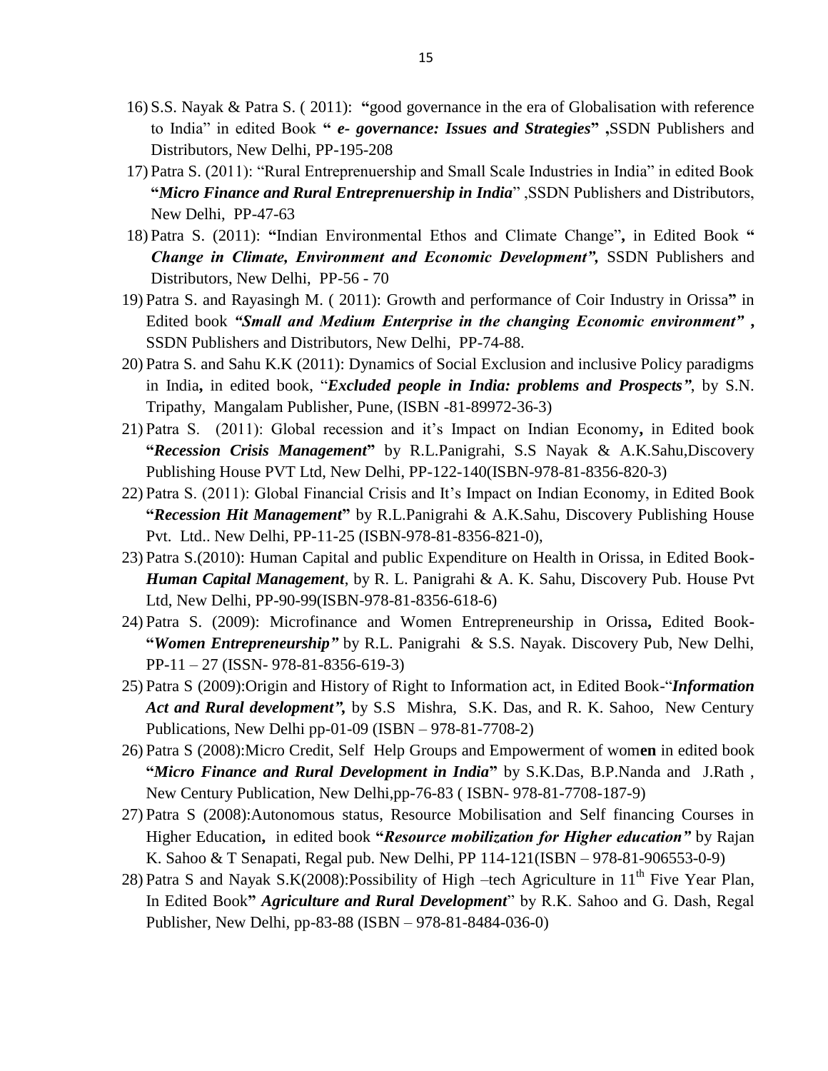16) S.S. Nayak & Patra S. ( 2011): **"**good governance in the era of Globalisation with reference to India" in edited Book **"** ***e- governance: Issues and Strategies*****" ,**SSDN Publishers and Distributors, New Delhi, PP-195-208

17) Patra S. (2011): "Rural Entreprenuership and Small Scale Industries in India" in edited Book **"*Micro Finance and Rural Entreprenuership in India***" ,SSDN Publishers and Distributors, New Delhi, PP-47-63

18) Patra S. (2011): **"**Indian Environmental Ethos and Climate Change"**,** in Edited Book **" *Change in Climate, Environment and Economic Development",*** SSDN Publishers and Distributors, New Delhi, PP-56 - 70

19) Patra S. and Rayasingh M. ( 2011): Growth and performance of Coir Industry in Orissa**"** in Edited book ***"Small and Medium Enterprise in the changing Economic environment" ,*** SSDN Publishers and Distributors, New Delhi, PP-74-88.

20) Patra S. and Sahu K.K (2011): Dynamics of Social Exclusion and inclusive Policy paradigms in India**,** in edited book, "***Excluded people in India: problems and Prospects"***, by S.N. Tripathy, Mangalam Publisher, Pune, (ISBN -81-89972-36-3)

21) Patra S. (2011): Global recession and it's Impact on Indian Economy**,** in Edited book **"*Recession Crisis Management*"** by R.L.Panigrahi, S.S Nayak & A.K.Sahu,Discovery Publishing House PVT Ltd, New Delhi, PP-122-140(ISBN-978-81-8356-820-3)

22) Patra S. (2011): Global Financial Crisis and It's Impact on Indian Economy, in Edited Book **"*Recession Hit Management*"** by R.L.Panigrahi & A.K.Sahu, Discovery Publishing House Pvt. Ltd.. New Delhi, PP-11-25 (ISBN-978-81-8356-821-0),

23) Patra S.(2010): Human Capital and public Expenditure on Health in Orissa, in Edited Book**-*Human Capital Management***, by R. L. Panigrahi & A. K. Sahu, Discovery Pub. House Pvt Ltd, New Delhi, PP-90-99(ISBN-978-81-8356-618-6)

24) Patra S. (2009): Microfinance and Women Entrepreneurship in Orissa**,** Edited Book**-"*Women Entrepreneurship"*** by R.L. Panigrahi & S.S. Nayak. Discovery Pub, New Delhi, PP-11 – 27 (ISSN- 978-81-8356-619-3)

25) Patra S (2009):Origin and History of Right to Information act, in Edited Book-"***Information Act and Rural development",*** by S.S Mishra, S.K. Das, and R. K. Sahoo, New Century Publications, New Delhi pp-01-09 (ISBN – 978-81-7708-2)

26) Patra S (2008):Micro Credit, Self Help Groups and Empowerment of wom**en** in edited book **"*Micro Finance and Rural Development in India*"** by S.K.Das, B.P.Nanda and J.Rath , New Century Publication, New Delhi,pp-76-83 ( ISBN- 978-81-7708-187-9)

27) Patra S (2008):Autonomous status, Resource Mobilisation and Self financing Courses in Higher Education**,** in edited book **"*Resource mobilization for Higher education"*** by Rajan K. Sahoo & T Senapati, Regal pub. New Delhi, PP 114-121(ISBN – 978-81-906553-0-9)

28) Patra S and Nayak S.K(2008):Possibility of High –tech Agriculture in 11th Five Year Plan, In Edited Book**" *Agriculture and Rural Development***" by R.K. Sahoo and G. Dash, Regal Publisher, New Delhi, pp-83-88 (ISBN – 978-81-8484-036-0)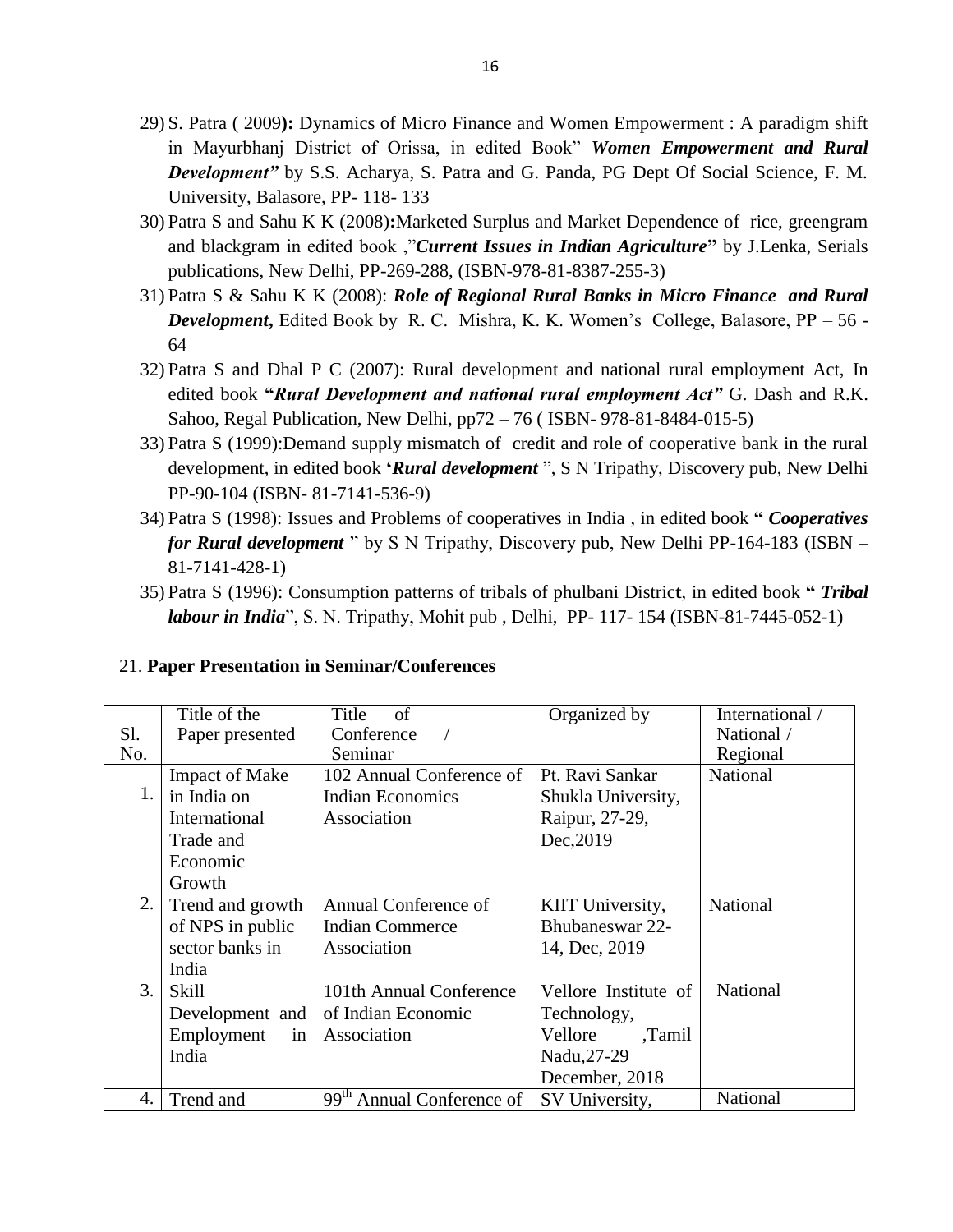29) S. Patra ( 2009**):** Dynamics of Micro Finance and Women Empowerment : A paradigm shift in Mayurbhanj District of Orissa, in edited Book" ***Women Empowerment and Rural Development"*** by S.S. Acharya, S. Patra and G. Panda, PG Dept Of Social Science, F. M. University, Balasore, PP- 118- 133

30) Patra S and Sahu K K (2008)**:**Marketed Surplus and Market Dependence of rice, greengram and blackgram in edited book ,"***Current Issues in Indian Agriculture*"** by J.Lenka, Serials publications, New Delhi, PP-269-288, (ISBN-978-81-8387-255-3)

31) Patra S & Sahu K K (2008): ***Role of Regional Rural Banks in Micro Finance and Rural Development,*** Edited Book by R. C. Mishra, K. K. Women's College, Balasore, PP – 56 - 64

32) Patra S and Dhal P C (2007): Rural development and national rural employment Act, In edited book **"*Rural Development and national rural employment Act"*** G. Dash and R.K. Sahoo, Regal Publication, New Delhi, pp72 – 76 ( ISBN- 978-81-8484-015-5)

33) Patra S (1999):Demand supply mismatch of credit and role of cooperative bank in the rural development, in edited book **'*Rural development*** ", S N Tripathy, Discovery pub, New Delhi PP-90-104 (ISBN- 81-7141-536-9)

34) Patra S (1998): Issues and Problems of cooperatives in India , in edited book **" *Cooperatives for Rural development*** " by S N Tripathy, Discovery pub, New Delhi PP-164-183 (ISBN – 81-7141-428-1)

35) Patra S (1996): Consumption patterns of tribals of phulbani Distric**t**, in edited book **" *Tribal labour in India***", S. N. Tripathy, Mohit pub , Delhi, PP- 117- 154 (ISBN-81-7445-052-1)

21. **Paper Presentation in Seminar/Conferences**

| Sl. No. | Title of the Paper presented | Title of Conference / Seminar | Organized by | International / National / Regional |
|---|---|---|---|---|
| 1. | Impact of Make in India on International Trade and Economic Growth | 102 Annual Conference of Indian Economics Association | Pt. Ravi Sankar Shukla University, Raipur, 27-29, Dec,2019 | National |
| 2. | Trend and growth of NPS in public sector banks in India | Annual Conference of Indian Commerce Association | KIIT University, Bhubaneswar 22-14, Dec, 2019 | National |
| 3. | Skill Development and Employment in India | 101th Annual Conference of Indian Economic Association | Vellore Institute of Technology, Vellore ,Tamil Nadu,27-29 December, 2018 | National |
| 4. | Trend and | 99th Annual Conference of | SV University, | National |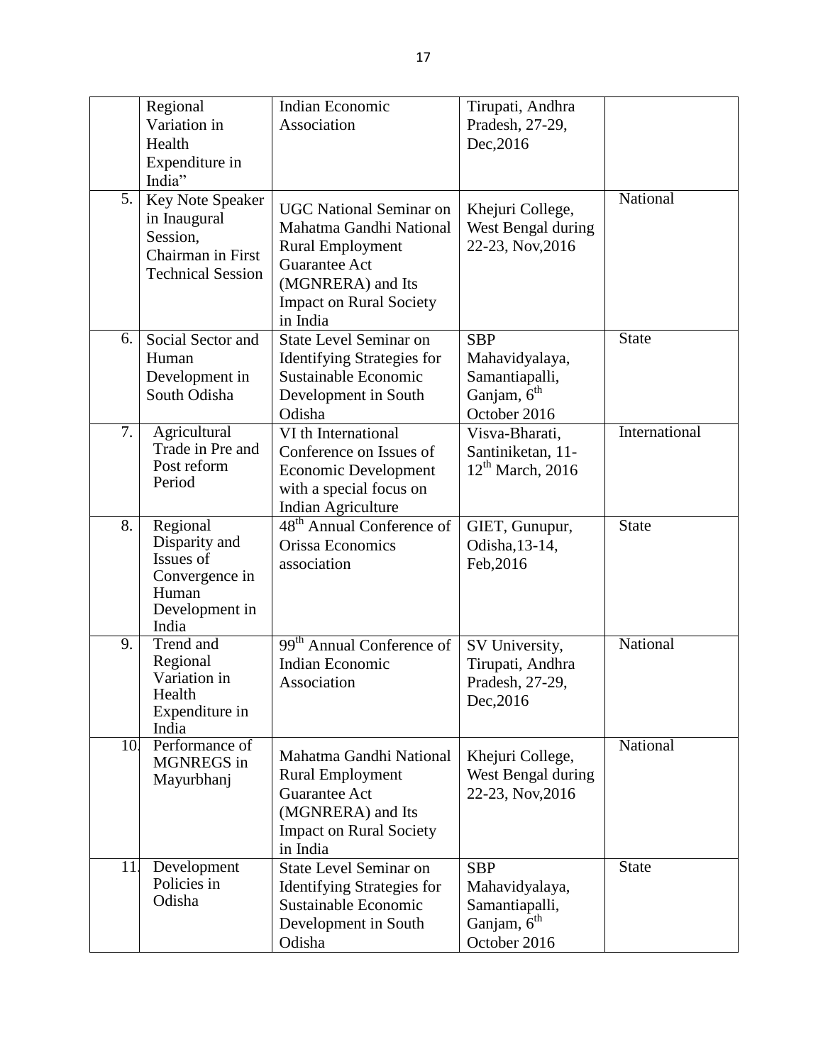| | | | | |
|---|---|---|---|---|
| | Regional Variation in Health Expenditure in India" | Indian Economic Association | Tirupati, Andhra Pradesh, 27-29, Dec,2016 | |
| 5. | Key Note Speaker in Inaugural Session, Chairman in First Technical Session | UGC National Seminar on Mahatma Gandhi National Rural Employment Guarantee Act (MGNRERA) and Its Impact on Rural Society in India | Khejuri College, West Bengal during 22-23, Nov,2016 | National |
| 6. | Social Sector and Human Development in South Odisha | State Level Seminar on Identifying Strategies for Sustainable Economic Development in South Odisha | SBP Mahavidyalaya, Samantiapalli, Ganjam, 6th October 2016 | State |
| 7. | Agricultural Trade in Pre and Post reform Period | VI th International Conference on Issues of Economic Development with a special focus on Indian Agriculture | Visva-Bharati, Santiniketan, 11-12th March, 2016 | International |
| 8. | Regional Disparity and Issues of Convergence in Human Development in India | 48th Annual Conference of Orissa Economics association | GIET, Gunupur, Odisha,13-14, Feb,2016 | State |
| 9. | Trend and Regional Variation in Health Expenditure in India | 99th Annual Conference of Indian Economic Association | SV University, Tirupati, Andhra Pradesh, 27-29, Dec,2016 | National |
| 10. | Performance of MGNREGS in Mayurbhanj | Mahatma Gandhi National Rural Employment Guarantee Act (MGNRERA) and Its Impact on Rural Society in India | Khejuri College, West Bengal during 22-23, Nov,2016 | National |
| 11. | Development Policies in Odisha | State Level Seminar on Identifying Strategies for Sustainable Economic Development in South Odisha | SBP Mahavidyalaya, Samantiapalli, Ganjam, 6th October 2016 | State |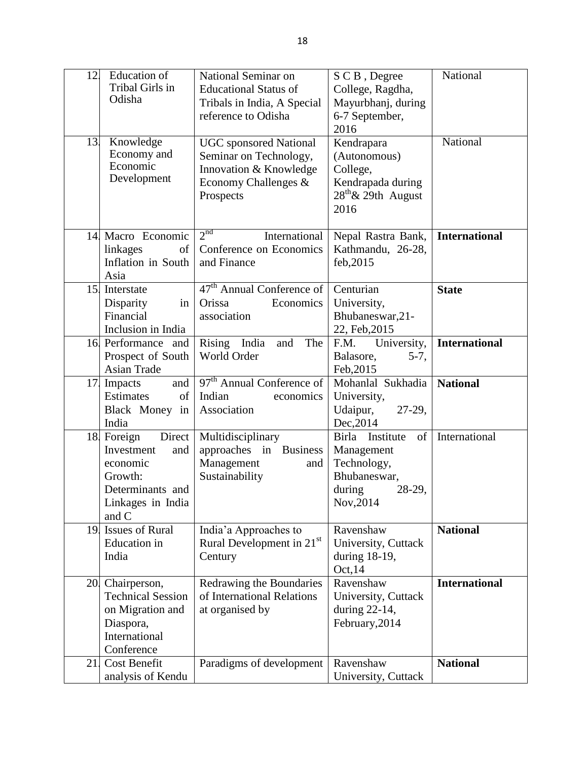| | | | | |
|---|---|---|---|---|
| 12. | Education of Tribal Girls in Odisha | National Seminar on Educational Status of Tribals in India, A Special reference to Odisha | S C B , Degree College, Ragdha, Mayurbhanj, during 6-7 September, 2016 | National |
| 13. | Knowledge Economy and Economic Development | UGC sponsored National Seminar on Technology, Innovation & Knowledge Economy Challenges & Prospects | Kendrapara (Autonomous) College, Kendrapada during 28th& 29th August 2016 | National |
| 14. | Macro Economic linkages of Inflation in South Asia | 2nd International Conference on Economics and Finance | Nepal Rastra Bank, Kathmandu, 26-28, feb,2015 | **International** |
| 15. | Interstate Disparity in Financial Inclusion in India | 47th Annual Conference of Orissa Economics association | Centurian University, Bhubaneswar,21-22, Feb,2015 | **State** |
| 16. | Performance and Prospect of South Asian Trade | Rising India and The World Order | F.M. University, Balasore, 5-7, Feb,2015 | **International** |
| 17. | Impacts and Estimates of Black Money in India | 97th Annual Conference of Indian economics Association | Mohanlal Sukhadia University, Udaipur, 27-29, Dec,2014 | **National** |
| 18. | Foreign Direct Investment and economic Growth: Determinants and Linkages in India and C | Multidisciplinary approaches in Business Management and Sustainability | Birla Institute of Management Technology, Bhubaneswar, during 28-29, Nov,2014 | International |
| 19. | Issues of Rural Education in India | India'a Approaches to Rural Development in 21st Century | Ravenshaw University, Cuttack during 18-19, Oct,14 | **National** |
| 20. | Chairperson, Technical Session on Migration and Diaspora, International Conference | Redrawing the Boundaries of International Relations at organised by | Ravenshaw University, Cuttack during 22-14, February,2014 | **International** |
| 21. | Cost Benefit analysis of Kendu | Paradigms of development | Ravenshaw University, Cuttack | **National** |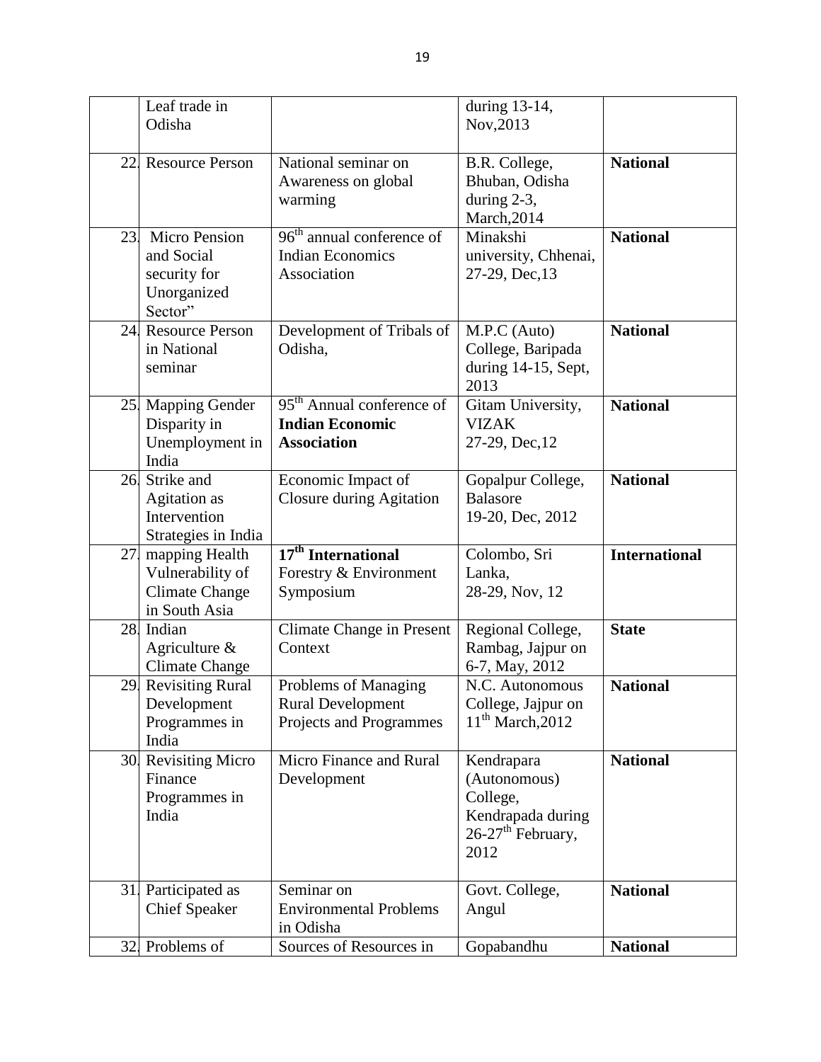| | | | | |
|---|---|---|---|---|
| | Leaf trade in Odisha | | during 13-14, Nov,2013 | |
| 22. | Resource Person | National seminar on Awareness on global warming | B.R. College, Bhuban, Odisha during 2-3, March,2014 | **National** |
| 23. | Micro Pension and Social security for Unorganized Sector" | 96th annual conference of Indian Economics Association | Minakshi university, Chhenai, 27-29, Dec,13 | **National** |
| 24. | Resource Person in National seminar | Development of Tribals of Odisha, | M.P.C (Auto) College, Baripada during 14-15, Sept, 2013 | **National** |
| 25. | Mapping Gender Disparity in Unemployment in India | 95th Annual conference of **Indian Economic Association** | Gitam University, VIZAK 27-29, Dec,12 | **National** |
| 26. | Strike and Agitation as Intervention Strategies in India | Economic Impact of Closure during Agitation | Gopalpur College, Balasore 19-20, Dec, 2012 | **National** |
| 27. | mapping Health Vulnerability of Climate Change in South Asia | **17th International** Forestry & Environment Symposium | Colombo, Sri Lanka, 28-29, Nov, 12 | **International** |
| 28. | Indian Agriculture & Climate Change | Climate Change in Present Context | Regional College, Rambag, Jajpur on 6-7, May, 2012 | **State** |
| 29. | Revisiting Rural Development Programmes in India | Problems of Managing Rural Development Projects and Programmes | N.C. Autonomous College, Jajpur on 11th March,2012 | **National** |
| 30. | Revisiting Micro Finance Programmes in India | Micro Finance and Rural Development | Kendrapara (Autonomous) College, Kendrapada during 26-27th February, 2012 | **National** |
| 31. | Participated as Chief Speaker | Seminar on Environmental Problems in Odisha | Govt. College, Angul | **National** |
| 32. | Problems of | Sources of Resources in | Gopabandhu | **National** |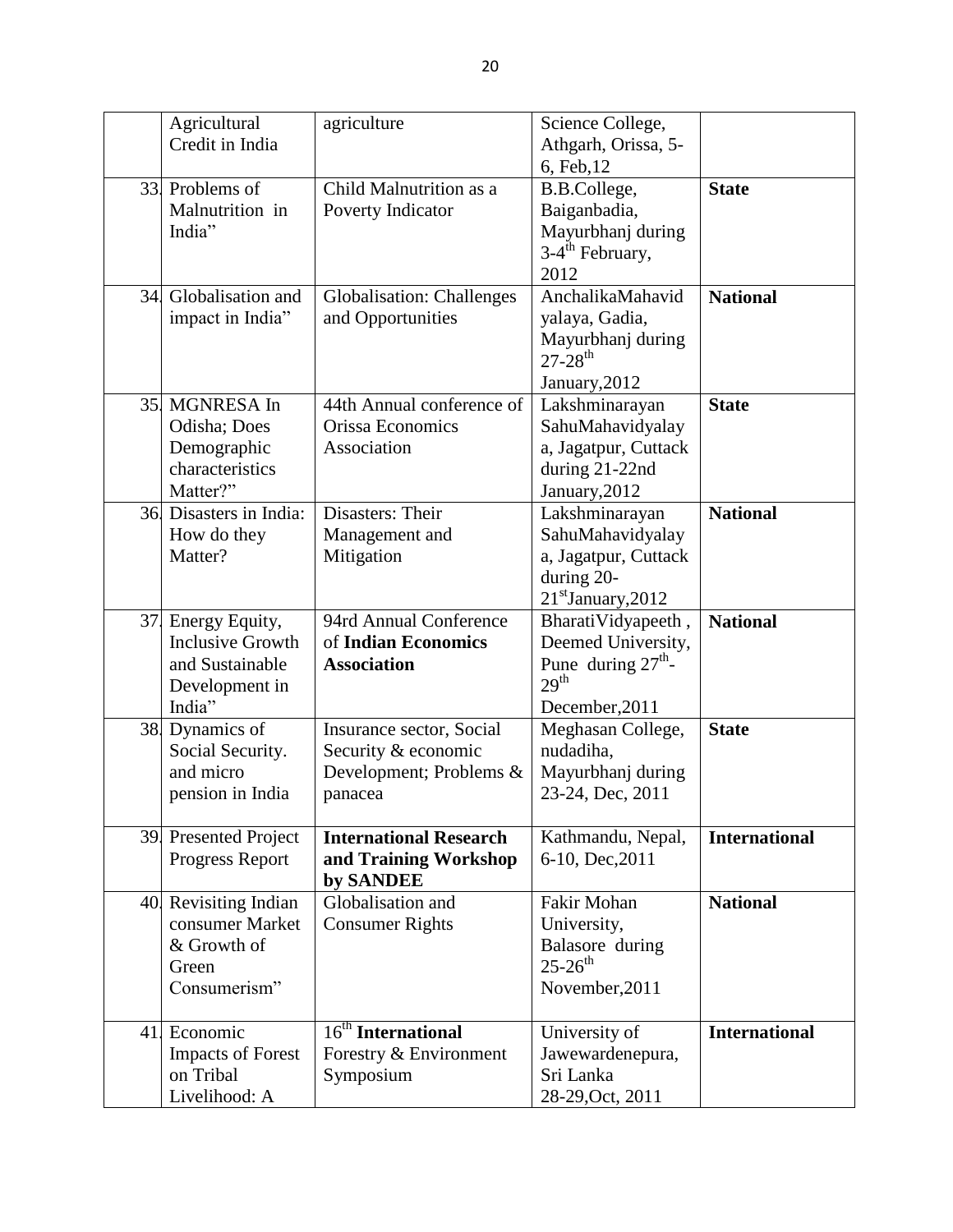| | | | | |
|---|---|---|---|---|
| | Agricultural Credit in India | agriculture | Science College, Athgarh, Orissa, 5-6, Feb,12 | |
| 33. | Problems of Malnutrition in India" | Child Malnutrition as a Poverty Indicator | B.B.College, Baiganbadia, Mayurbhanj during 3-4[th] February, 2012 | **State** |
| 34. | Globalisation and impact in India" | Globalisation: Challenges and Opportunities | AnchalikaMahavid yalaya, Gadia, Mayurbhanj during 27-28[th] January,2012 | **National** |
| 35. | MGNRESA In Odisha; Does Demographic characteristics Matter?" | 44th Annual conference of Orissa Economics Association | Lakshminarayan SahuMahavidyalay a, Jagatpur, Cuttack during 21-22nd January,2012 | **State** |
| 36. | Disasters in India: How do they Matter? | Disasters: Their Management and Mitigation | Lakshminarayan SahuMahavidyalay a, Jagatpur, Cuttack during 20-21[st]January,2012 | **National** |
| 37. | Energy Equity, Inclusive Growth and Sustainable Development in India" | 94rd Annual Conference of **Indian Economics Association** | BharatiVidyapeeth , Deemed University, Pune during 27[th]-29[th] December,2011 | **National** |
| 38. | Dynamics of Social Security. and micro pension in India | Insurance sector, Social Security & economic Development; Problems & panacea | Meghasan College, nudadiha, Mayurbhanj during 23-24, Dec, 2011 | **State** |
| 39. | Presented Project Progress Report | **International Research and Training Workshop by SANDEE** | Kathmandu, Nepal, 6-10, Dec,2011 | **International** |
| 40. | Revisiting Indian consumer Market & Growth of Green Consumerism" | Globalisation and Consumer Rights | Fakir Mohan University, Balasore during 25-26[th] November,2011 | **National** |
| 41. | Economic Impacts of Forest on Tribal Livelihood: A | 16[th] **International** Forestry & Environment Symposium | University of Jawewardenepura, Sri Lanka 28-29,Oct, 2011 | **International** |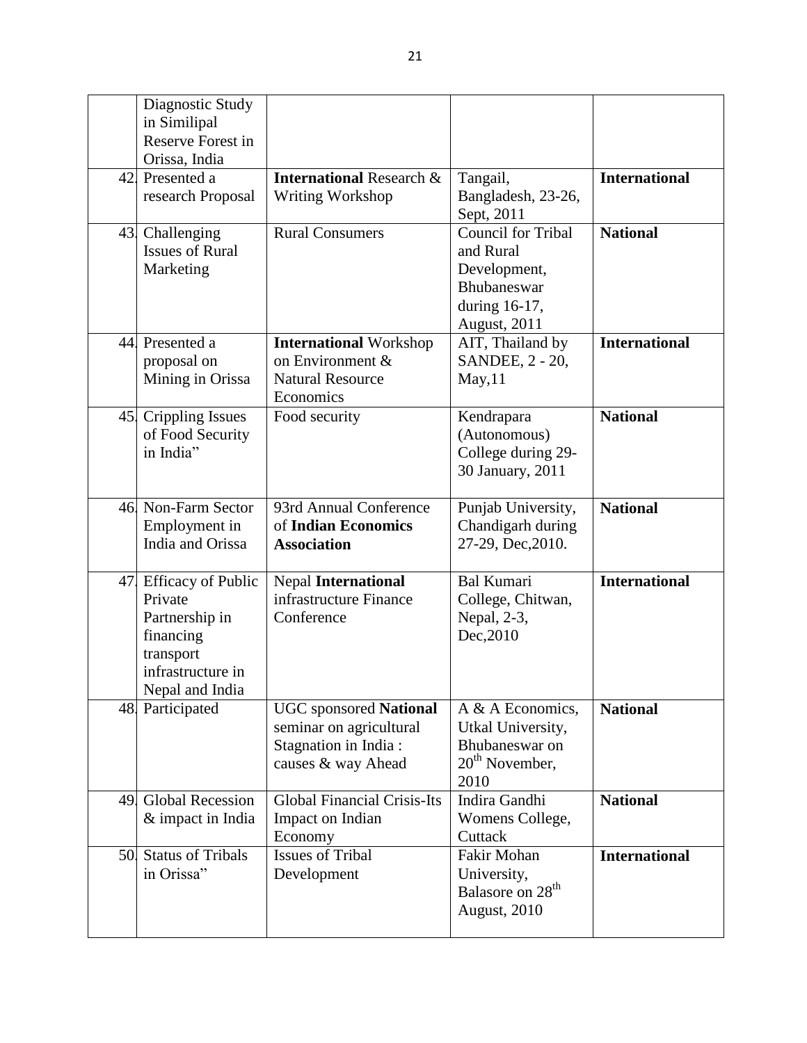| | | | | |
|---|---|---|---|---|
| | Diagnostic Study in Similipal Reserve Forest in Orissa, India | | | |
| 42. | Presented a research Proposal | **International** Research & Writing Workshop | Tangail, Bangladesh, 23-26, Sept, 2011 | **International** |
| 43. | Challenging Issues of Rural Marketing | Rural Consumers | Council for Tribal and Rural Development, Bhubaneswar during 16-17, August, 2011 | **National** |
| 44. | Presented a proposal on Mining in Orissa | **International** Workshop on Environment & Natural Resource Economics | AIT, Thailand by SANDEE, 2 - 20, May,11 | **International** |
| 45. | Crippling Issues of Food Security in India" | Food security | Kendrapara (Autonomous) College during 29-30 January, 2011 | **National** |
| 46. | Non-Farm Sector Employment in India and Orissa | 93rd Annual Conference of **Indian Economics Association** | Punjab University, Chandigarh during 27-29, Dec,2010. | **National** |
| 47. | Efficacy of Public Private Partnership in financing transport infrastructure in Nepal and India | Nepal **International** infrastructure Finance Conference | Bal Kumari College, Chitwan, Nepal, 2-3, Dec,2010 | **International** |
| 48. | Participated | UGC sponsored **National** seminar on agricultural Stagnation in India : causes & way Ahead | A & A Economics, Utkal University, Bhubaneswar on 20th November, 2010 | **National** |
| 49. | Global Recession & impact in India | Global Financial Crisis-Its Impact on Indian Economy | Indira Gandhi Womens College, Cuttack | **National** |
| 50. | Status of Tribals in Orissa" | Issues of Tribal Development | Fakir Mohan University, Balasore on 28th August, 2010 | **International** |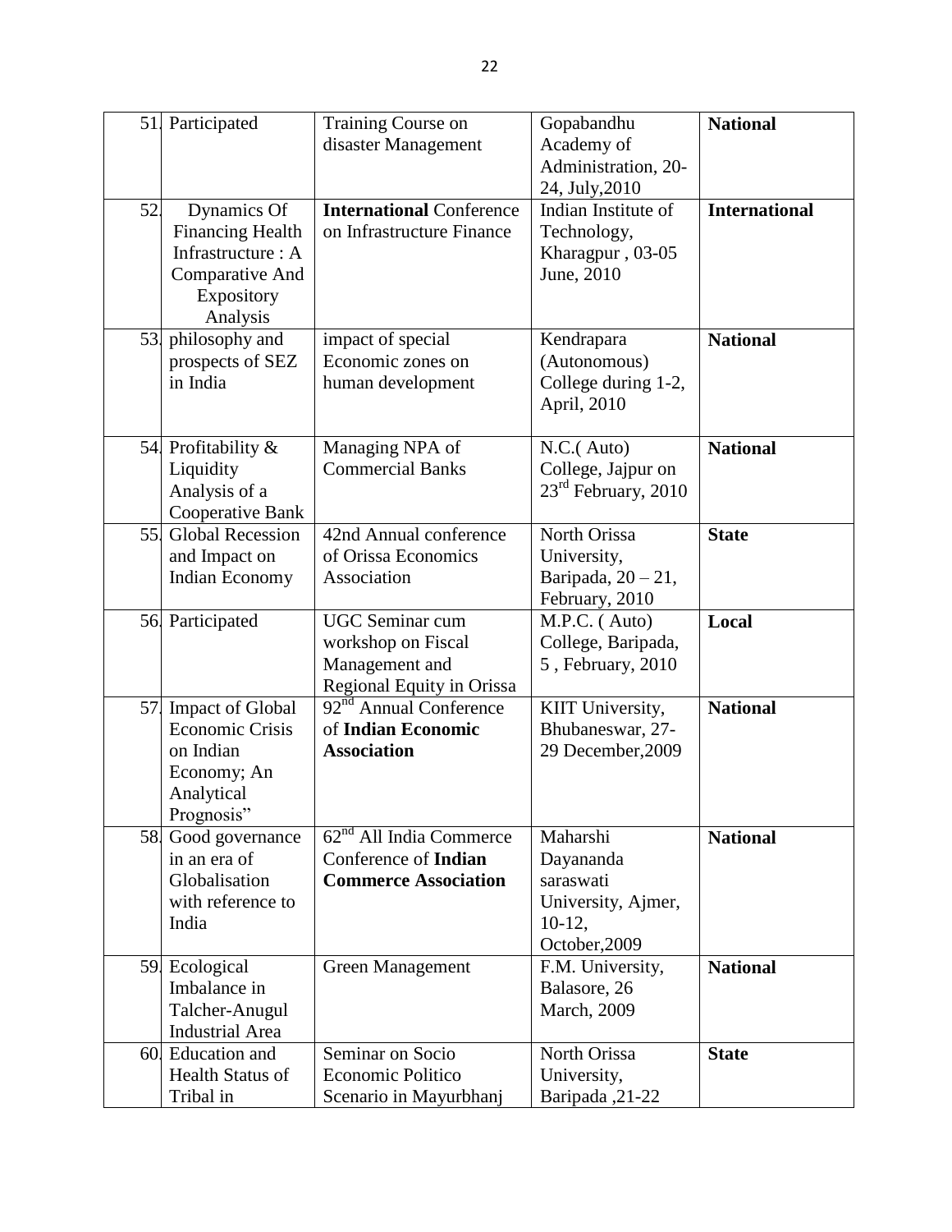| | | | | |
|---|---|---|---|---|
| 51. | Participated | Training Course on disaster Management | Gopabandhu Academy of Administration, 20-24, July,2010 | **National** |
| 52. | Dynamics Of Financing Health Infrastructure : A Comparative And Expository Analysis | **International** Conference on Infrastructure Finance | Indian Institute of Technology, Kharagpur , 03-05 June, 2010 | **International** |
| 53. | philosophy and prospects of SEZ in India | impact of special Economic zones on human development | Kendrapara (Autonomous) College during 1-2, April, 2010 | **National** |
| 54. | Profitability & Liquidity Analysis of a Cooperative Bank | Managing NPA of Commercial Banks | N.C.( Auto) College, Jajpur on 23rd February, 2010 | **National** |
| 55. | Global Recession and Impact on Indian Economy | 42nd Annual conference of Orissa Economics Association | North Orissa University, Baripada, 20 – 21, February, 2010 | **State** |
| 56. | Participated | UGC Seminar cum workshop on Fiscal Management and Regional Equity in Orissa | M.P.C. ( Auto) College, Baripada, 5 , February, 2010 | **Local** |
| 57. | Impact of Global Economic Crisis on Indian Economy; An Analytical Prognosis" | 92nd Annual Conference of **Indian Economic Association** | KIIT University, Bhubaneswar, 27-29 December,2009 | **National** |
| 58. | Good governance in an era of Globalisation with reference to India | 62nd All India Commerce Conference of **Indian Commerce Association** | Maharshi Dayananda saraswati University, Ajmer, 10-12, October,2009 | **National** |
| 59. | Ecological Imbalance in Talcher-Anugul Industrial Area | Green Management | F.M. University, Balasore, 26 March, 2009 | **National** |
| 60. | Education and Health Status of Tribal in | Seminar on Socio Economic Politico Scenario in Mayurbhanj | North Orissa University, Baripada ,21-22 | **State** |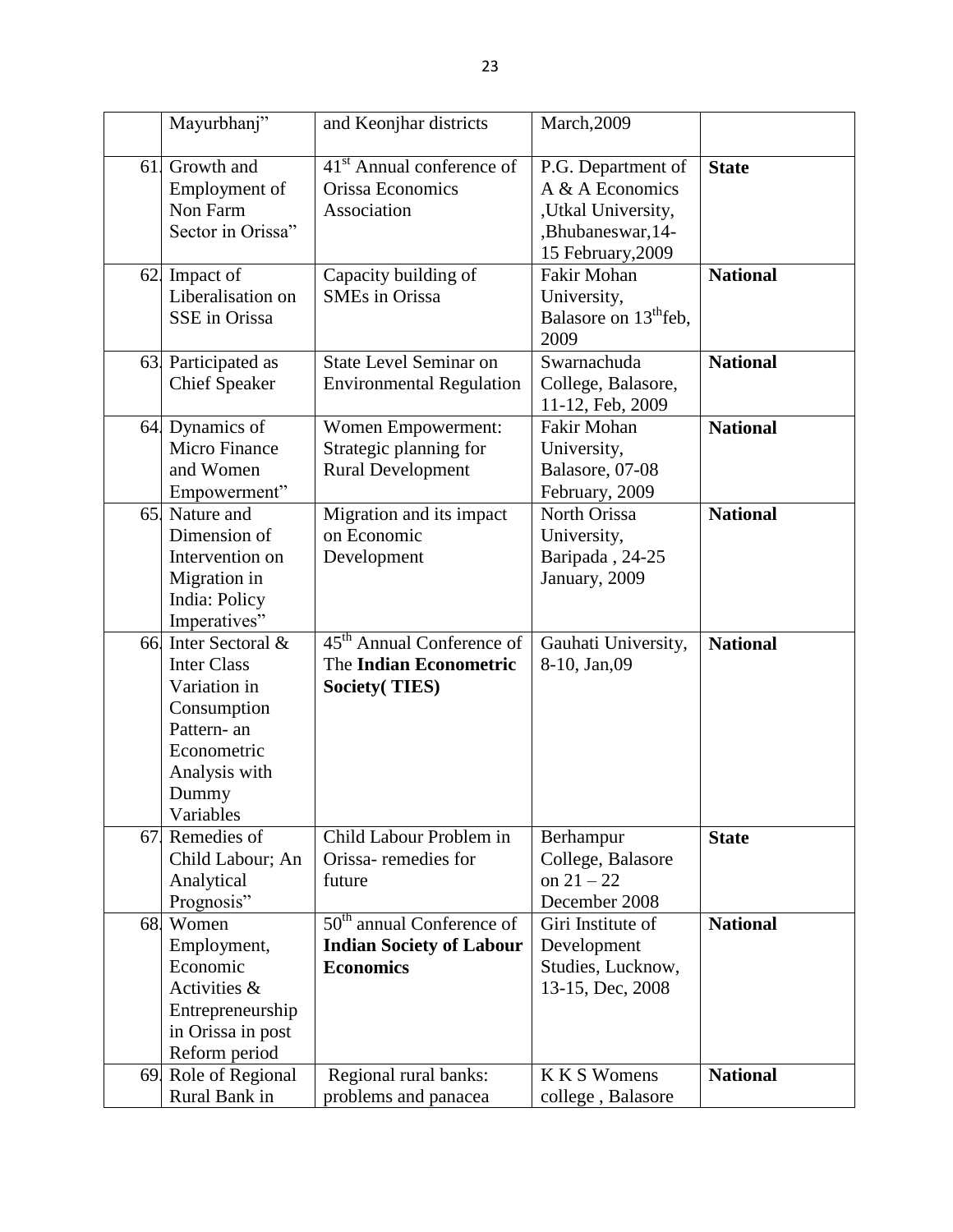| | | | | |
|---|---|---|---|---|
| | Mayurbhanj" | and Keonjhar districts | March,2009 | |
| 61. | Growth and Employment of Non Farm Sector in Orissa" | 41st Annual conference of Orissa Economics Association | P.G. Department of A & A Economics ,Utkal University, ,Bhubaneswar,14-15 February,2009 | **State** |
| 62. | Impact of Liberalisation on SSE in Orissa | Capacity building of SMEs in Orissa | Fakir Mohan University, Balasore on 13thfeb, 2009 | **National** |
| 63. | Participated as Chief Speaker | State Level Seminar on Environmental Regulation | Swarnachuda College, Balasore, 11-12, Feb, 2009 | **National** |
| 64. | Dynamics of Micro Finance and Women Empowerment" | Women Empowerment: Strategic planning for Rural Development | Fakir Mohan University, Balasore, 07-08 February, 2009 | **National** |
| 65. | Nature and Dimension of Intervention on Migration in India: Policy Imperatives" | Migration and its impact on Economic Development | North Orissa University, Baripada , 24-25 January, 2009 | **National** |
| 66. | Inter Sectoral & Inter Class Variation in Consumption Pattern- an Econometric Analysis with Dummy Variables | 45th Annual Conference of The **Indian Econometric Society( TIES)** | Gauhati University, 8-10, Jan,09 | **National** |
| 67. | Remedies of Child Labour; An Analytical Prognosis" | Child Labour Problem in Orissa- remedies for future | Berhampur College, Balasore on 21 – 22 December 2008 | **State** |
| 68. | Women Employment, Economic Activities & Entrepreneurship in Orissa in post Reform period | 50th annual Conference of **Indian Society of Labour Economics** | Giri Institute of Development Studies, Lucknow, 13-15, Dec, 2008 | **National** |
| 69. | Role of Regional Rural Bank in | Regional rural banks: problems and panacea | K K S Womens college , Balasore | **National** |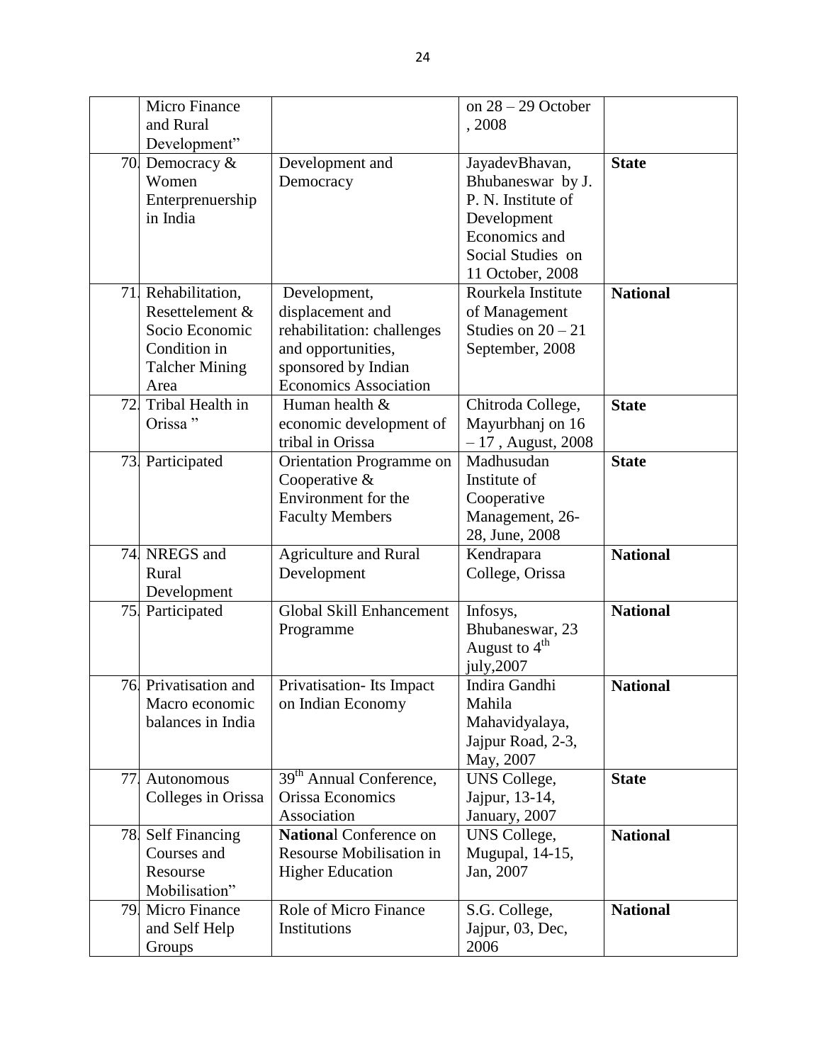| | | | | |
|---|---|---|---|---|
| | Micro Finance and Rural Development" | | on 28 – 29 October , 2008 | |
| 70. | Democracy & Women Enterprenuership in India | Development and Democracy | JayadevBhavan, Bhubaneswar by J. P. N. Institute of Development Economics and Social Studies on 11 October, 2008 | **State** |
| 71. | Rehabilitation, Resettelement & Socio Economic Condition in Talcher Mining Area | Development, displacement and rehabilitation: challenges and opportunities, sponsored by Indian Economics Association | Rourkela Institute of Management Studies on 20 – 21 September, 2008 | **National** |
| 72. | Tribal Health in Orissa " | Human health & economic development of tribal in Orissa | Chitroda College, Mayurbhanj on 16 – 17 , August, 2008 | **State** |
| 73. | Participated | Orientation Programme on Cooperative & Environment for the Faculty Members | Madhusudan Institute of Cooperative Management, 26-28, June, 2008 | **State** |
| 74. | NREGS and Rural Development | Agriculture and Rural Development | Kendrapara College, Orissa | **National** |
| 75. | Participated | Global Skill Enhancement Programme | Infosys, Bhubaneswar, 23 August to 4th july,2007 | **National** |
| 76. | Privatisation and Macro economic balances in India | Privatisation- Its Impact on Indian Economy | Indira Gandhi Mahila Mahavidyalaya, Jajpur Road, 2-3, May, 2007 | **National** |
| 77. | Autonomous Colleges in Orissa | 39th Annual Conference, Orissa Economics Association | UNS College, Jajpur, 13-14, January, 2007 | **State** |
| 78. | Self Financing Courses and Resourse Mobilisation" | **Nationa**l Conference on Resourse Mobilisation in Higher Education | UNS College, Mugupal, 14-15, Jan, 2007 | **National** |
| 79. | Micro Finance and Self Help Groups | Role of Micro Finance Institutions | S.G. College, Jajpur, 03, Dec, 2006 | **National** |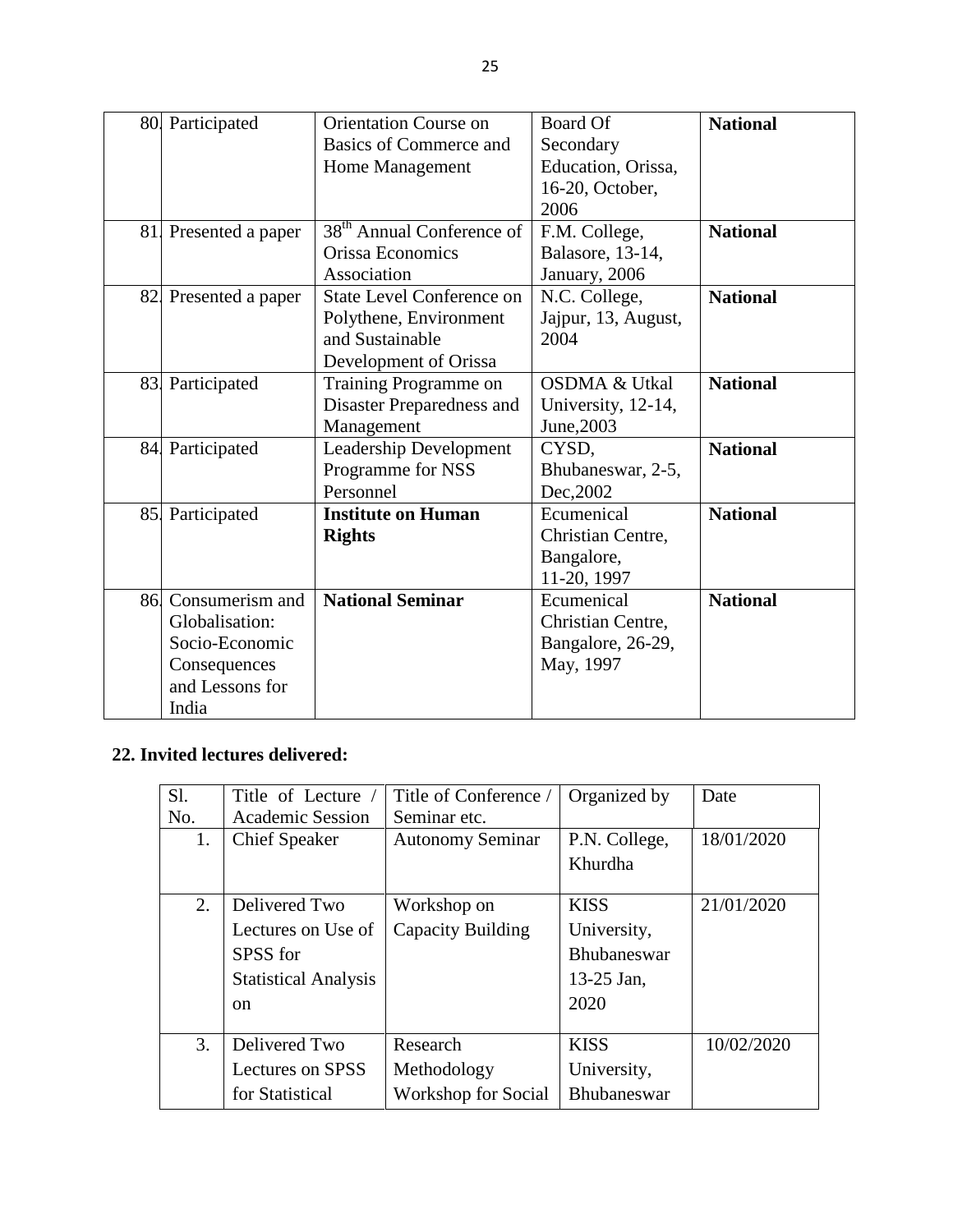| | | | | |
|---|---|---|---|---|
| 80. | Participated | Orientation Course on Basics of Commerce and Home Management | Board Of Secondary Education, Orissa, 16-20, October, 2006 | **National** |
| 81. | Presented a paper | 38th Annual Conference of Orissa Economics Association | F.M. College, Balasore, 13-14, January, 2006 | **National** |
| 82. | Presented a paper | State Level Conference on Polythene, Environment and Sustainable Development of Orissa | N.C. College, Jajpur, 13, August, 2004 | **National** |
| 83. | Participated | Training Programme on Disaster Preparedness and Management | OSDMA & Utkal University, 12-14, June,2003 | **National** |
| 84. | Participated | Leadership Development Programme for NSS Personnel | CYSD, Bhubaneswar, 2-5, Dec,2002 | **National** |
| 85. | Participated | **Institute on Human Rights** | Ecumenical Christian Centre, Bangalore, 11-20, 1997 | **National** |
| 86. | Consumerism and Globalisation: Socio-Economic Consequences and Lessons for India | **National Seminar** | Ecumenical Christian Centre, Bangalore, 26-29, May, 1997 | **National** |

## 22. Invited lectures delivered:

| Sl. No. | Title of Lecture / Academic Session | Title of Conference / Seminar etc. | Organized by | Date |
|---|---|---|---|---|
| 1. | Chief Speaker | Autonomy Seminar | P.N. College, Khurdha | 18/01/2020 |
| 2. | Delivered Two Lectures on Use of SPSS for Statistical Analysis on | Workshop on Capacity Building | KISS University, Bhubaneswar 13-25 Jan, 2020 | 21/01/2020 |
| 3. | Delivered Two Lectures on SPSS for Statistical | Research Methodology Workshop for Social | KISS University, Bhubaneswar | 10/02/2020 |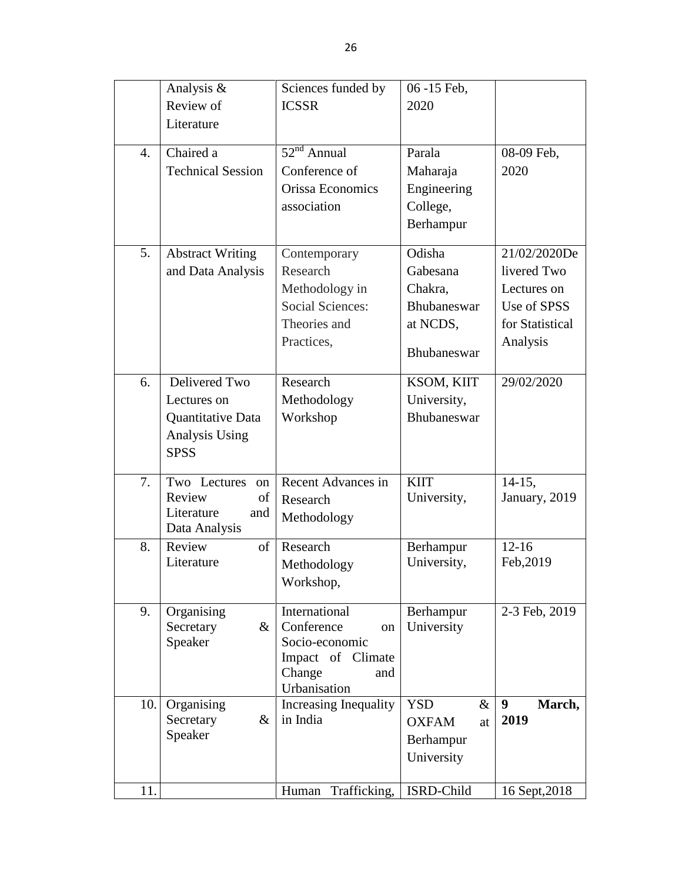| | | | | |
|---|---|---|---|---|
| | Analysis & Review of Literature | Sciences funded by ICSSR | 06 -15 Feb, 2020 | |
| 4. | Chaired a Technical Session | $52^{nd}$ Annual Conference of Orissa Economics association | Parala Maharaja Engineering College, Berhampur | 08-09 Feb, 2020 |
| 5. | Abstract Writing and Data Analysis | Contemporary Research Methodology in Social Sciences: Theories and Practices, | Odisha Gabesana Chakra, Bhubaneswar at NCDS, Bhubaneswar | 21/02/2020Delivered Two Lectures on Use of SPSS for Statistical Analysis |
| 6. | Delivered Two Lectures on Quantitative Data Analysis Using SPSS | Research Methodology Workshop | KSOM, KIIT University, Bhubaneswar | 29/02/2020 |
| 7. | Two Lectures on Review of Literature and Data Analysis | Recent Advances in Research Methodology | KIIT University, | 14-15, January, 2019 |
| 8. | Review of Literature | Research Methodology Workshop, | Berhampur University, | 12-16 Feb,2019 |
| 9. | Organising Secretary & Speaker | International Conference on Socio-economic Impact of Climate Change and Urbanisation | Berhampur University | 2-3 Feb, 2019 |
| 10. | Organising Secretary & Speaker | Increasing Inequality in India | YSD & OXFAM at Berhampur University | **9 March, 2019** |
| 11. | | Human Trafficking, | ISRD-Child | 16 Sept,2018 |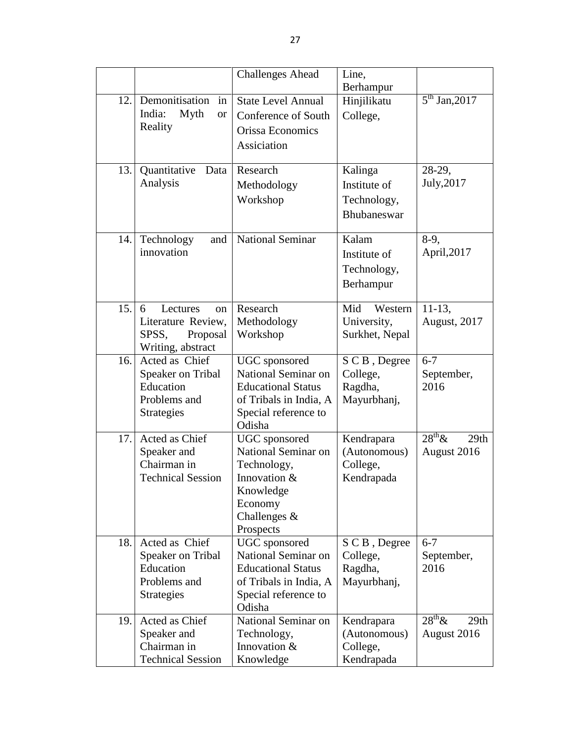| | | | | |
|---|---|---|---|---|
| | | Challenges Ahead | Line, Berhampur | |
| 12. | Demonitisation in India: Myth or Reality | State Level Annual Conference of South Orissa Economics Assiciation | Hinjilikatu College, | 5th Jan,2017 |
| 13. | Quantitative Data Analysis | Research Methodology Workshop | Kalinga Institute of Technology, Bhubaneswar | 28-29, July,2017 |
| 14. | Technology and innovation | National Seminar | Kalam Institute of Technology, Berhampur | 8-9, April,2017 |
| 15. | 6 Lectures on Literature Review, SPSS, Proposal Writing, abstract | Research Methodology Workshop | Mid Western University, Surkhet, Nepal | 11-13, August, 2017 |
| 16. | Acted as Chief Speaker on Tribal Education Problems and Strategies | UGC sponsored National Seminar on Educational Status of Tribals in India, A Special reference to Odisha | S C B , Degree College, Ragdha, Mayurbhanj, | 6-7 September, 2016 |
| 17. | Acted as Chief Speaker and Chairman in Technical Session | UGC sponsored National Seminar on Technology, Innovation & Knowledge Economy Challenges & Prospects | Kendrapara (Autonomous) College, Kendrapada | 28th& 29th August 2016 |
| 18. | Acted as Chief Speaker on Tribal Education Problems and Strategies | UGC sponsored National Seminar on Educational Status of Tribals in India, A Special reference to Odisha | S C B , Degree College, Ragdha, Mayurbhanj, | 6-7 September, 2016 |
| 19. | Acted as Chief Speaker and Chairman in Technical Session | National Seminar on Technology, Innovation & Knowledge | Kendrapara (Autonomous) College, Kendrapada | 28th& 29th August 2016 |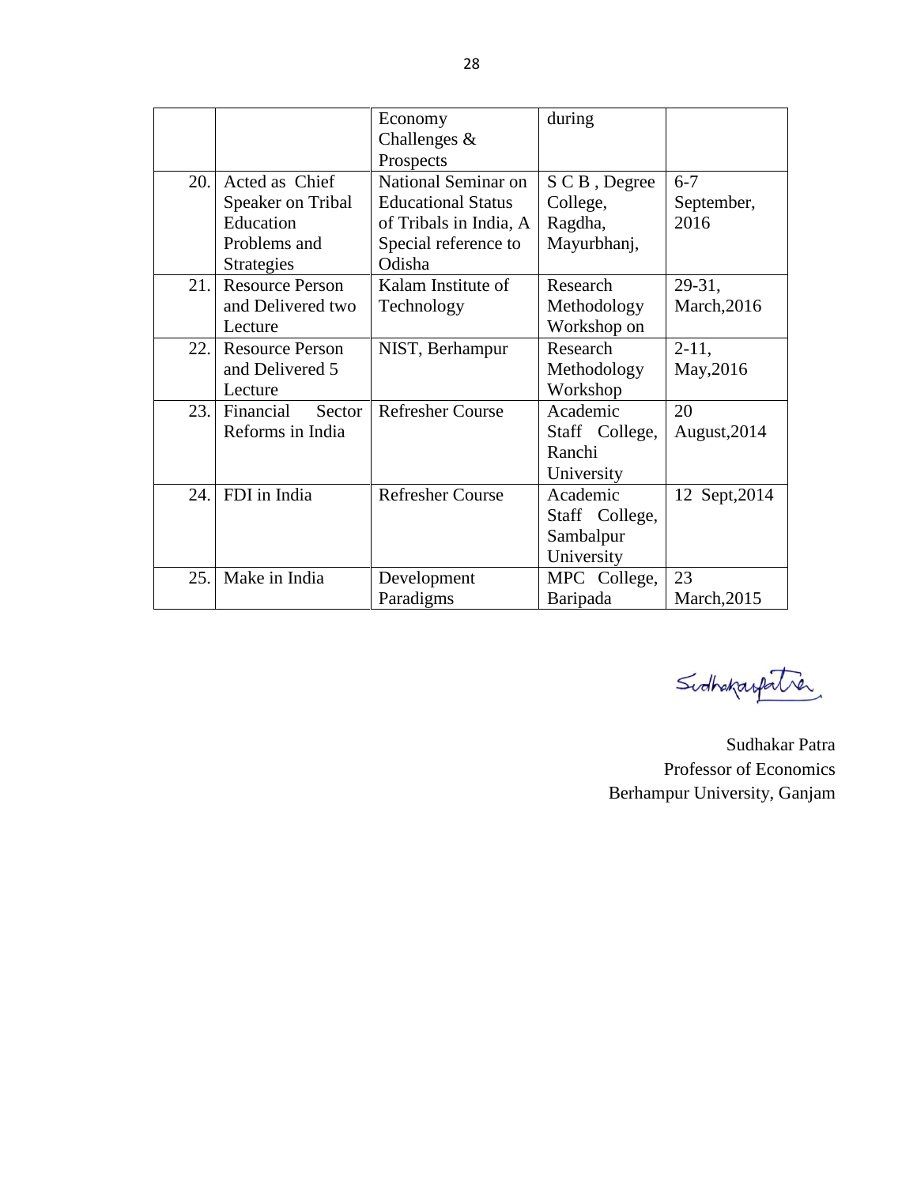| | | | | |
|---|---|---|---|---|
| | | Economy Challenges & Prospects | during | |
| 20. | Acted as Chief Speaker on Tribal Education Problems and Strategies | National Seminar on Educational Status of Tribals in India, A Special reference to Odisha | S C B , Degree College, Ragdha, Mayurbhanj, | 6-7 September, 2016 |
| 21. | Resource Person and Delivered two Lecture | Kalam Institute of Technology | Research Methodology Workshop on | 29-31, March,2016 |
| 22. | Resource Person and Delivered 5 Lecture | NIST, Berhampur | Research Methodology Workshop | 2-11, May,2016 |
| 23. | Financial Sector Reforms in India | Refresher Course | Academic Staff College, Ranchi University | 20 August,2014 |
| 24. | FDI in India | Refresher Course | Academic Staff College, Sambalpur University | 12 Sept,2014 |
| 25. | Make in India | Development Paradigms | MPC College, Baripada | 23 March,2015 |

Sudhakarpatra

Sudhakar Patra
Professor of Economics
Berhampur University, Ganjam